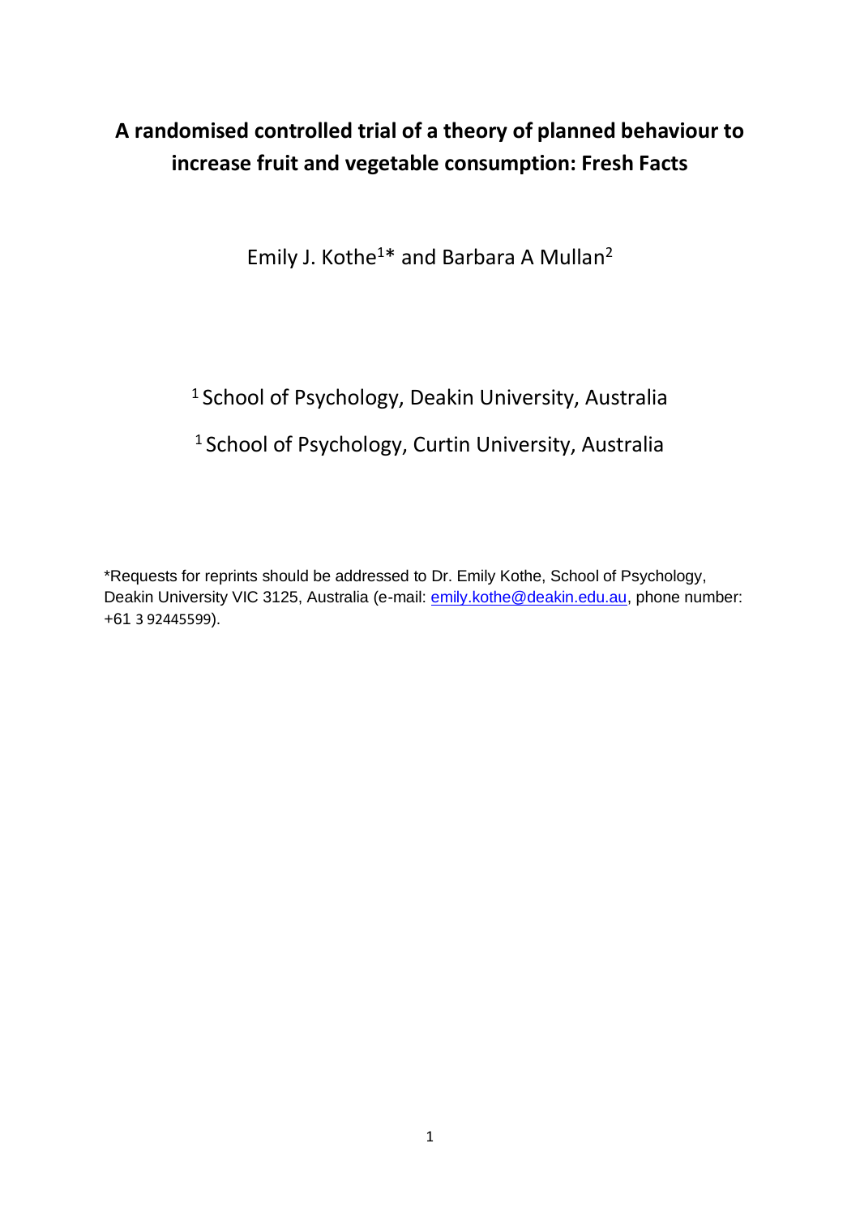# A randomised controlled trial of a theory of planned behaviour to increase fruit and vegetable consumption: Fresh Facts

Emily J. Kothe[1]* and Barbara A Mullan[2]

[1] School of Psychology, Deakin University, Australia

[1] School of Psychology, Curtin University, Australia

*Requests for reprints should be addressed to Dr. Emily Kothe, School of Psychology, Deakin University VIC 3125, Australia (e-mail: emily.kothe@deakin.edu.au, phone number: +61 3 92445599).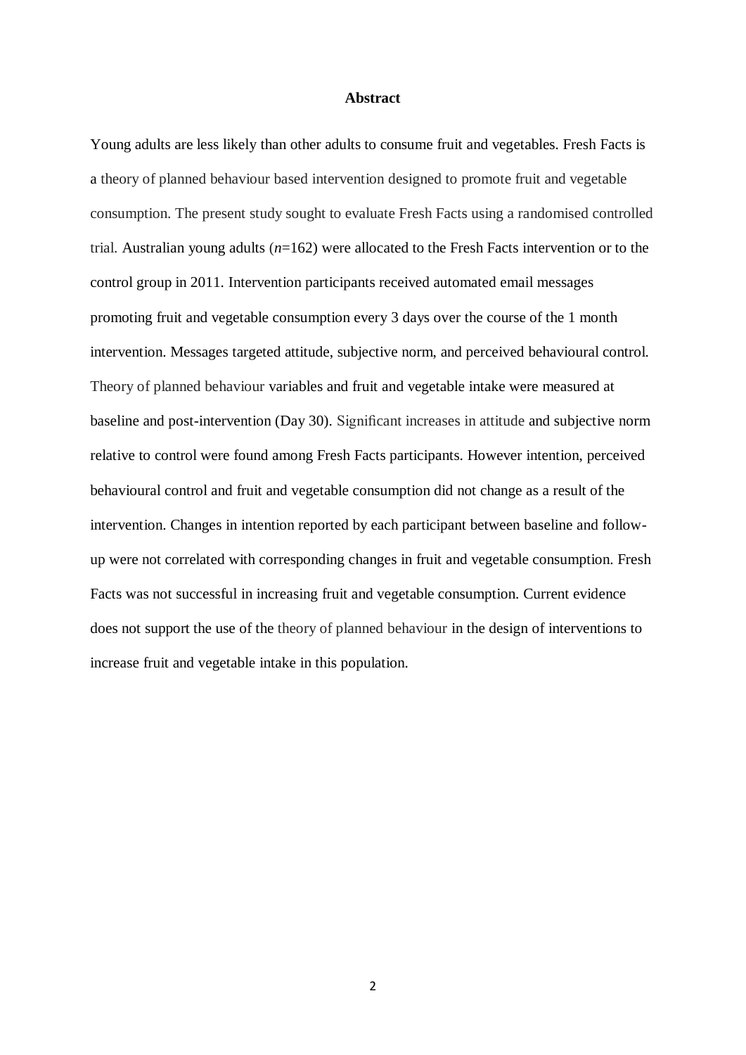# Abstract

Young adults are less likely than other adults to consume fruit and vegetables. Fresh Facts is a theory of planned behaviour based intervention designed to promote fruit and vegetable consumption. The present study sought to evaluate Fresh Facts using a randomised controlled trial. Australian young adults ($n$=162) were allocated to the Fresh Facts intervention or to the control group in 2011. Intervention participants received automated email messages promoting fruit and vegetable consumption every 3 days over the course of the 1 month intervention. Messages targeted attitude, subjective norm, and perceived behavioural control. Theory of planned behaviour variables and fruit and vegetable intake were measured at baseline and post-intervention (Day 30). Significant increases in attitude and subjective norm relative to control were found among Fresh Facts participants. However intention, perceived behavioural control and fruit and vegetable consumption did not change as a result of the intervention. Changes in intention reported by each participant between baseline and follow-up were not correlated with corresponding changes in fruit and vegetable consumption. Fresh Facts was not successful in increasing fruit and vegetable consumption. Current evidence does not support the use of the theory of planned behaviour in the design of interventions to increase fruit and vegetable intake in this population.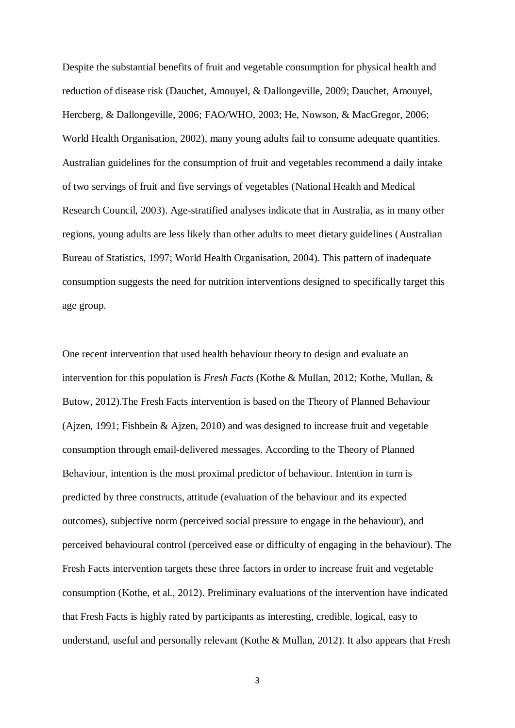Despite the substantial benefits of fruit and vegetable consumption for physical health and reduction of disease risk (Dauchet, Amouyel, & Dallongeville, 2009; Dauchet, Amouyel, Hercberg, & Dallongeville, 2006; FAO/WHO, 2003; He, Nowson, & MacGregor, 2006; World Health Organisation, 2002), many young adults fail to consume adequate quantities. Australian guidelines for the consumption of fruit and vegetables recommend a daily intake of two servings of fruit and five servings of vegetables (National Health and Medical Research Council, 2003). Age-stratified analyses indicate that in Australia, as in many other regions, young adults are less likely than other adults to meet dietary guidelines (Australian Bureau of Statistics, 1997; World Health Organisation, 2004). This pattern of inadequate consumption suggests the need for nutrition interventions designed to specifically target this age group.

One recent intervention that used health behaviour theory to design and evaluate an intervention for this population is *Fresh Facts* (Kothe & Mullan, 2012; Kothe, Mullan, & Butow, 2012).The Fresh Facts intervention is based on the Theory of Planned Behaviour (Ajzen, 1991; Fishbein & Ajzen, 2010) and was designed to increase fruit and vegetable consumption through email-delivered messages. According to the Theory of Planned Behaviour, intention is the most proximal predictor of behaviour. Intention in turn is predicted by three constructs, attitude (evaluation of the behaviour and its expected outcomes), subjective norm (perceived social pressure to engage in the behaviour), and perceived behavioural control (perceived ease or difficulty of engaging in the behaviour). The Fresh Facts intervention targets these three factors in order to increase fruit and vegetable consumption (Kothe, et al., 2012). Preliminary evaluations of the intervention have indicated that Fresh Facts is highly rated by participants as interesting, credible, logical, easy to understand, useful and personally relevant (Kothe & Mullan, 2012). It also appears that Fresh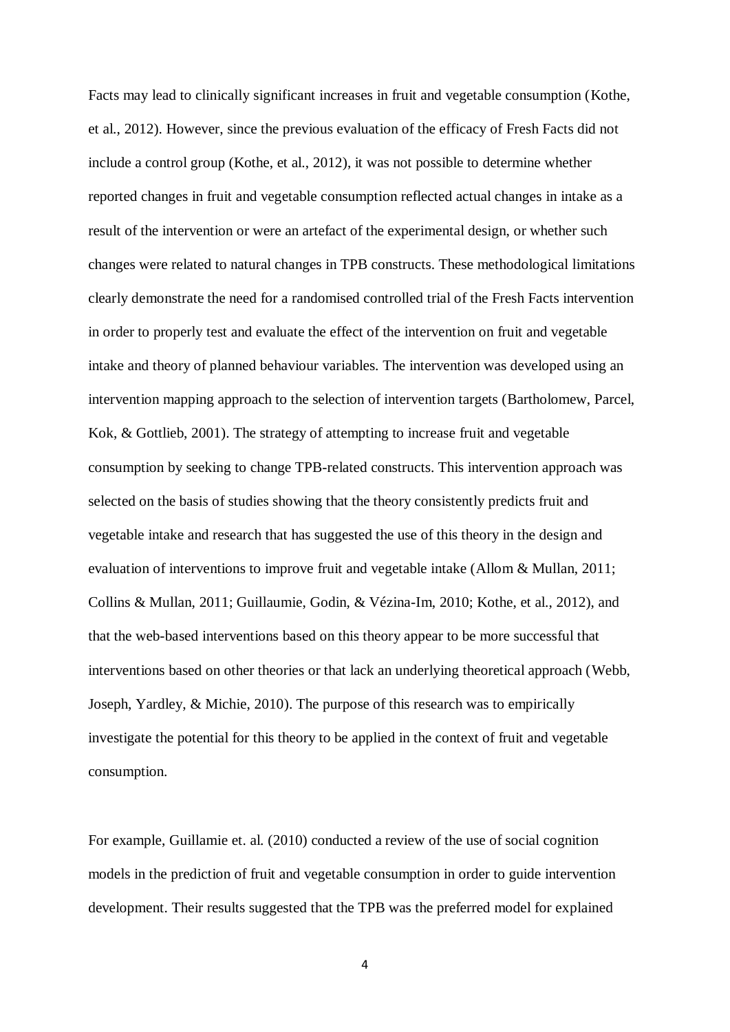Facts may lead to clinically significant increases in fruit and vegetable consumption (Kothe, et al., 2012). However, since the previous evaluation of the efficacy of Fresh Facts did not include a control group (Kothe, et al., 2012), it was not possible to determine whether reported changes in fruit and vegetable consumption reflected actual changes in intake as a result of the intervention or were an artefact of the experimental design, or whether such changes were related to natural changes in TPB constructs. These methodological limitations clearly demonstrate the need for a randomised controlled trial of the Fresh Facts intervention in order to properly test and evaluate the effect of the intervention on fruit and vegetable intake and theory of planned behaviour variables. The intervention was developed using an intervention mapping approach to the selection of intervention targets (Bartholomew, Parcel, Kok, & Gottlieb, 2001). The strategy of attempting to increase fruit and vegetable consumption by seeking to change TPB-related constructs. This intervention approach was selected on the basis of studies showing that the theory consistently predicts fruit and vegetable intake and research that has suggested the use of this theory in the design and evaluation of interventions to improve fruit and vegetable intake (Allom & Mullan, 2011; Collins & Mullan, 2011; Guillaumie, Godin, & Vézina-Im, 2010; Kothe, et al., 2012), and that the web-based interventions based on this theory appear to be more successful that interventions based on other theories or that lack an underlying theoretical approach (Webb, Joseph, Yardley, & Michie, 2010). The purpose of this research was to empirically investigate the potential for this theory to be applied in the context of fruit and vegetable consumption.

For example, Guillamie et. al. (2010) conducted a review of the use of social cognition models in the prediction of fruit and vegetable consumption in order to guide intervention development. Their results suggested that the TPB was the preferred model for explained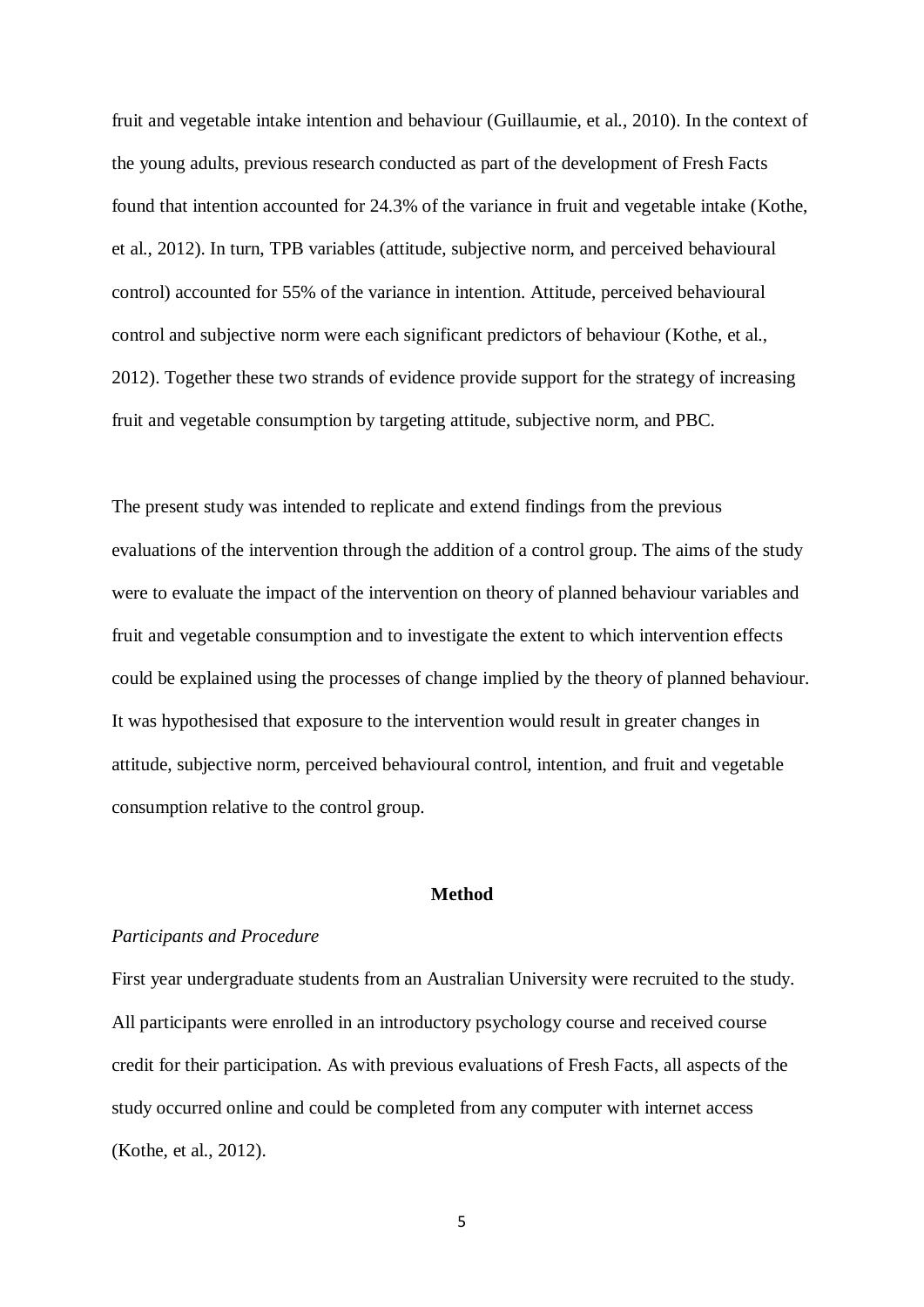fruit and vegetable intake intention and behaviour (Guillaumie, et al., 2010). In the context of the young adults, previous research conducted as part of the development of Fresh Facts found that intention accounted for 24.3% of the variance in fruit and vegetable intake (Kothe, et al., 2012). In turn, TPB variables (attitude, subjective norm, and perceived behavioural control) accounted for 55% of the variance in intention. Attitude, perceived behavioural control and subjective norm were each significant predictors of behaviour (Kothe, et al., 2012). Together these two strands of evidence provide support for the strategy of increasing fruit and vegetable consumption by targeting attitude, subjective norm, and PBC.

The present study was intended to replicate and extend findings from the previous evaluations of the intervention through the addition of a control group. The aims of the study were to evaluate the impact of the intervention on theory of planned behaviour variables and fruit and vegetable consumption and to investigate the extent to which intervention effects could be explained using the processes of change implied by the theory of planned behaviour. It was hypothesised that exposure to the intervention would result in greater changes in attitude, subjective norm, perceived behavioural control, intention, and fruit and vegetable consumption relative to the control group.

## Method

### *Participants and Procedure*

First year undergraduate students from an Australian University were recruited to the study. All participants were enrolled in an introductory psychology course and received course credit for their participation. As with previous evaluations of Fresh Facts, all aspects of the study occurred online and could be completed from any computer with internet access (Kothe, et al., 2012).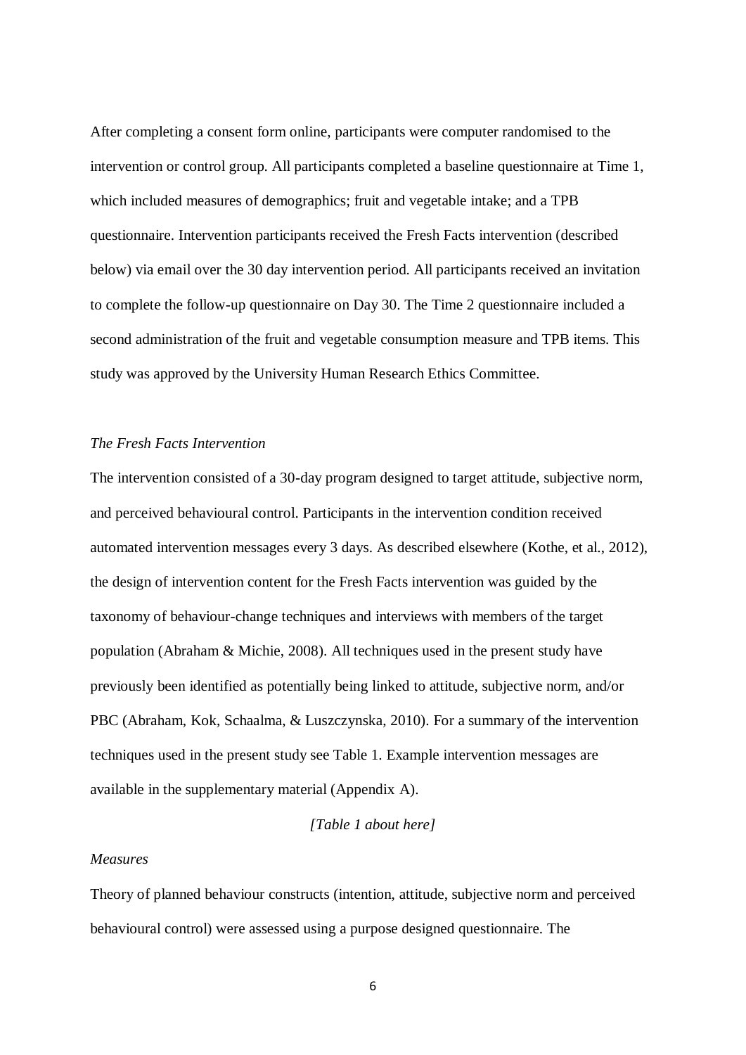After completing a consent form online, participants were computer randomised to the intervention or control group. All participants completed a baseline questionnaire at Time 1, which included measures of demographics; fruit and vegetable intake; and a TPB questionnaire. Intervention participants received the Fresh Facts intervention (described below) via email over the 30 day intervention period. All participants received an invitation to complete the follow-up questionnaire on Day 30. The Time 2 questionnaire included a second administration of the fruit and vegetable consumption measure and TPB items. This study was approved by the University Human Research Ethics Committee.

*The Fresh Facts Intervention*

The intervention consisted of a 30-day program designed to target attitude, subjective norm, and perceived behavioural control. Participants in the intervention condition received automated intervention messages every 3 days. As described elsewhere (Kothe, et al., 2012), the design of intervention content for the Fresh Facts intervention was guided by the taxonomy of behaviour-change techniques and interviews with members of the target population (Abraham & Michie, 2008). All techniques used in the present study have previously been identified as potentially being linked to attitude, subjective norm, and/or PBC (Abraham, Kok, Schaalma, & Luszczynska, 2010). For a summary of the intervention techniques used in the present study see Table 1. Example intervention messages are available in the supplementary material (Appendix A).

*[Table 1 about here]*

*Measures*

Theory of planned behaviour constructs (intention, attitude, subjective norm and perceived behavioural control) were assessed using a purpose designed questionnaire. The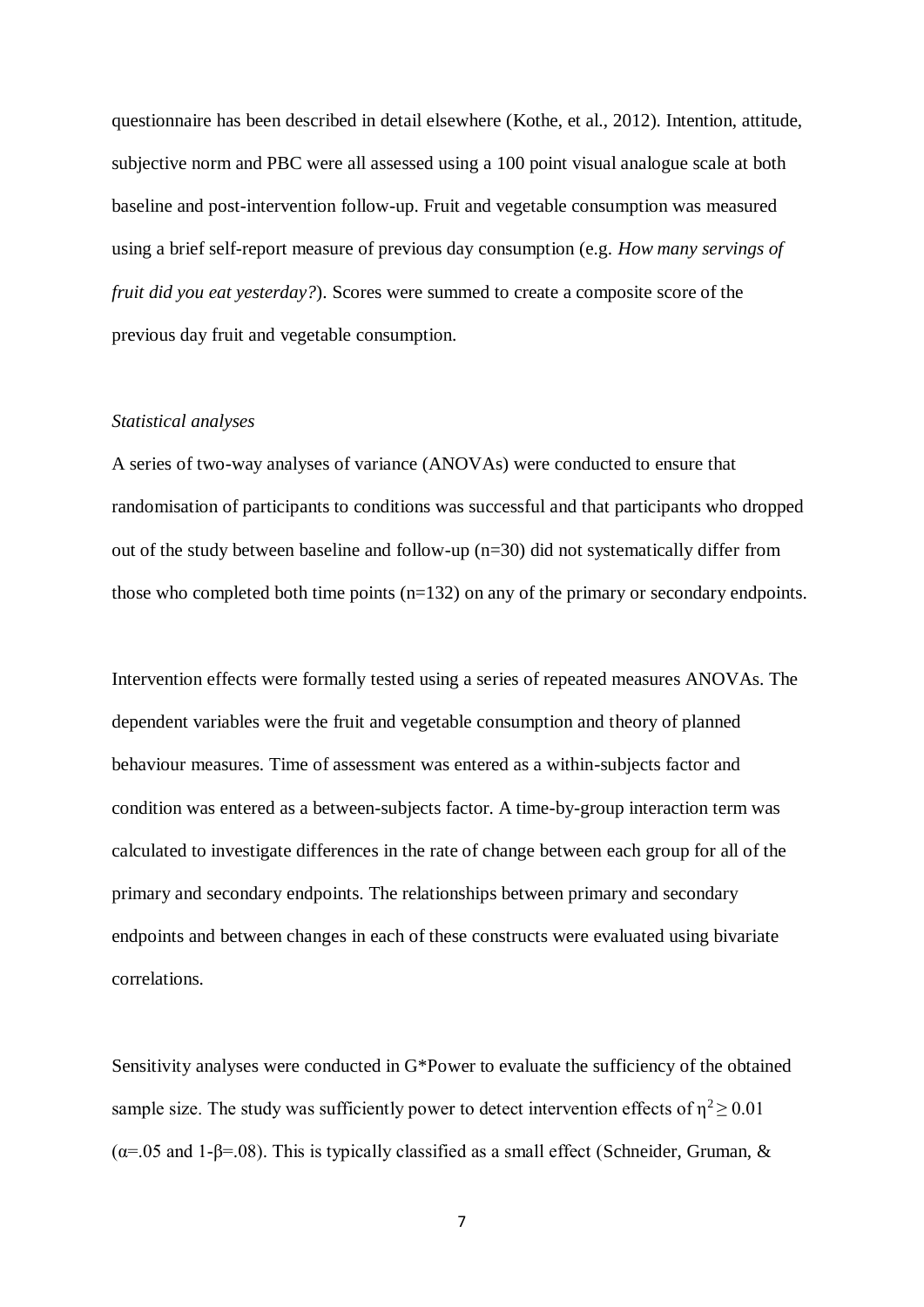questionnaire has been described in detail elsewhere (Kothe, et al., 2012). Intention, attitude, subjective norm and PBC were all assessed using a 100 point visual analogue scale at both baseline and post-intervention follow-up. Fruit and vegetable consumption was measured using a brief self-report measure of previous day consumption (e.g. *How many servings of fruit did you eat yesterday?*). Scores were summed to create a composite score of the previous day fruit and vegetable consumption.

### *Statistical analyses*

A series of two-way analyses of variance (ANOVAs) were conducted to ensure that randomisation of participants to conditions was successful and that participants who dropped out of the study between baseline and follow-up (n=30) did not systematically differ from those who completed both time points (n=132) on any of the primary or secondary endpoints.

Intervention effects were formally tested using a series of repeated measures ANOVAs. The dependent variables were the fruit and vegetable consumption and theory of planned behaviour measures. Time of assessment was entered as a within-subjects factor and condition was entered as a between-subjects factor. A time-by-group interaction term was calculated to investigate differences in the rate of change between each group for all of the primary and secondary endpoints. The relationships between primary and secondary endpoints and between changes in each of these constructs were evaluated using bivariate correlations.

Sensitivity analyses were conducted in G*Power to evaluate the sufficiency of the obtained sample size. The study was sufficiently power to detect intervention effects of $\eta^2 \geq 0.01$ ($\alpha$=.05 and 1-$\beta$=.08). This is typically classified as a small effect (Schneider, Gruman, &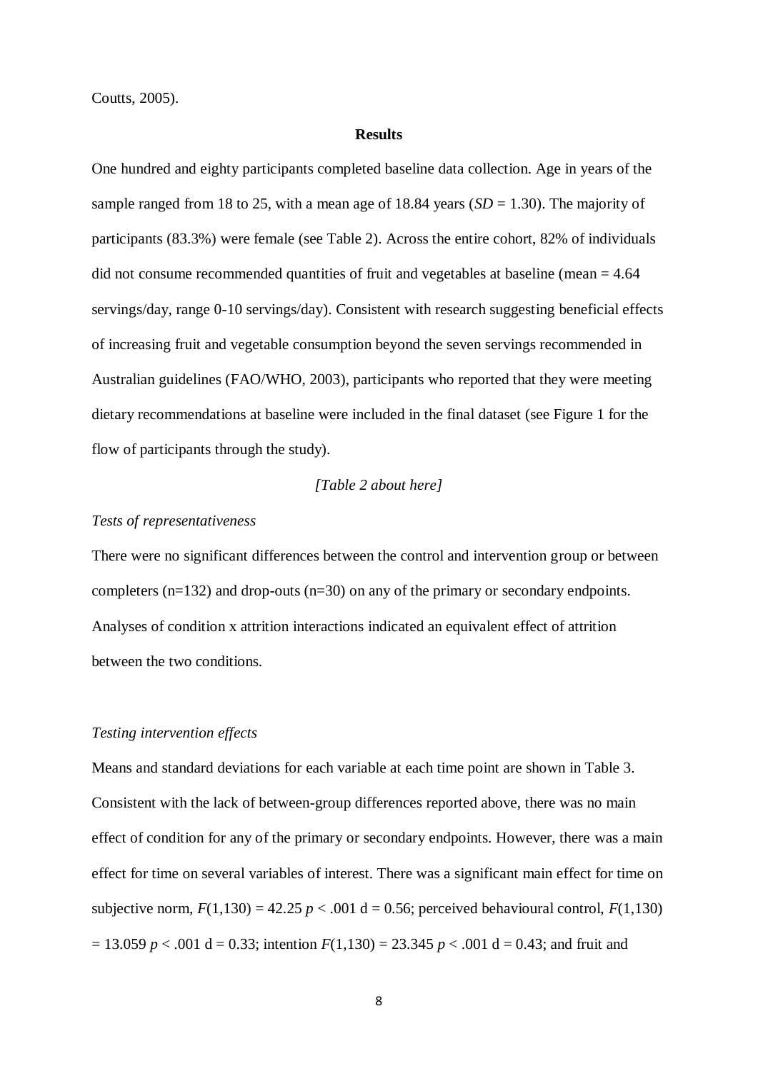Coutts, 2005).

## Results

One hundred and eighty participants completed baseline data collection. Age in years of the sample ranged from 18 to 25, with a mean age of 18.84 years (*SD* = 1.30). The majority of participants (83.3%) were female (see Table 2). Across the entire cohort, 82% of individuals did not consume recommended quantities of fruit and vegetables at baseline (mean = 4.64 servings/day, range 0-10 servings/day). Consistent with research suggesting beneficial effects of increasing fruit and vegetable consumption beyond the seven servings recommended in Australian guidelines (FAO/WHO, 2003), participants who reported that they were meeting dietary recommendations at baseline were included in the final dataset (see Figure 1 for the flow of participants through the study).

*[Table 2 about here]*

### *Tests of representativeness*

There were no significant differences between the control and intervention group or between completers (n=132) and drop-outs (n=30) on any of the primary or secondary endpoints. Analyses of condition x attrition interactions indicated an equivalent effect of attrition between the two conditions.

### *Testing intervention effects*

Means and standard deviations for each variable at each time point are shown in Table 3. Consistent with the lack of between-group differences reported above, there was no main effect of condition for any of the primary or secondary endpoints. However, there was a main effect for time on several variables of interest. There was a significant main effect for time on subjective norm, $F(1,130) = 42.25$ $p < .001$ d = 0.56; perceived behavioural control, $F(1,130) = 13.059$ $p < .001$ d = 0.33; intention $F(1,130) = 23.345$ $p < .001$ d = 0.43; and fruit and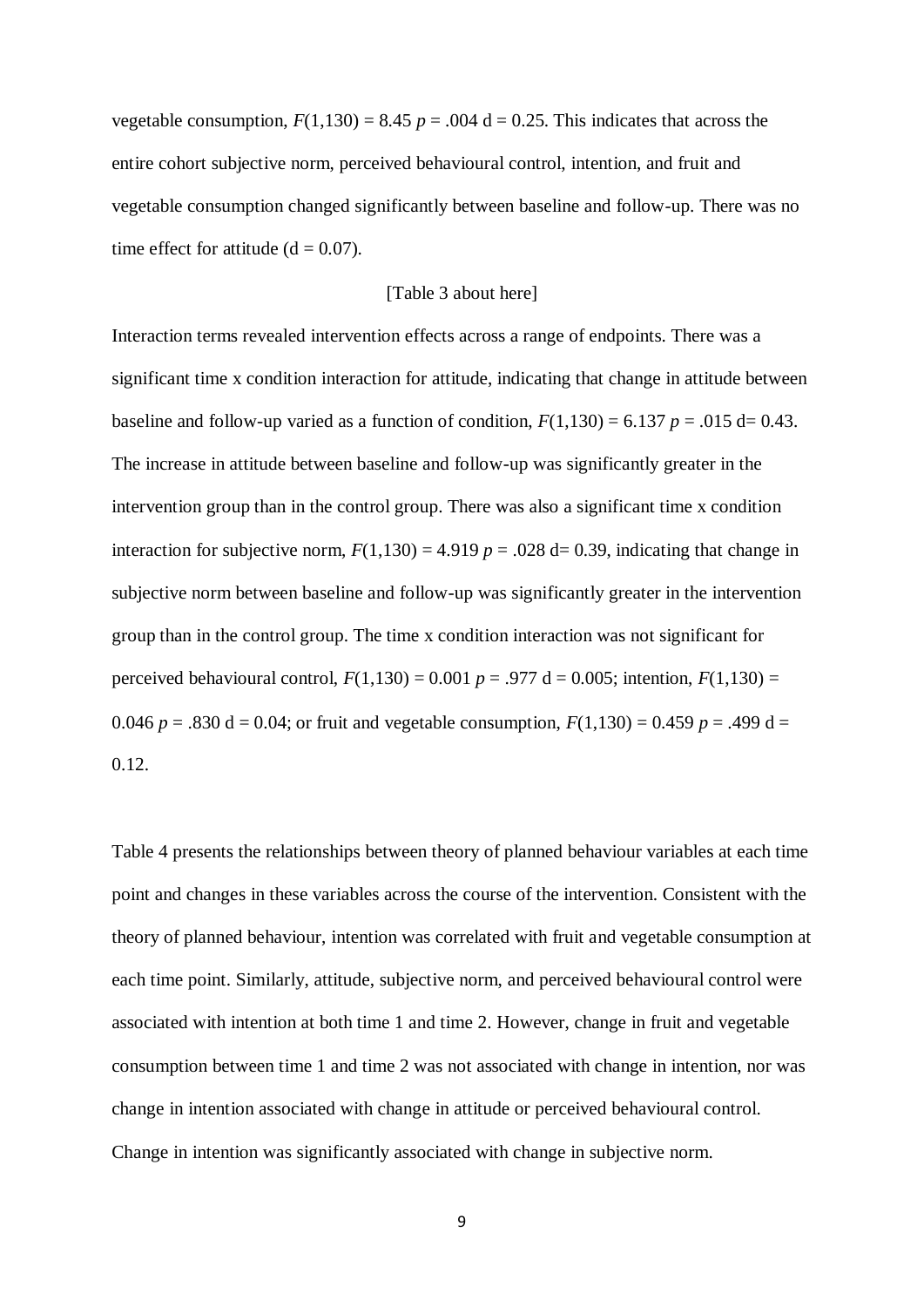vegetable consumption, $F(1,130) = 8.45$ $p = .004$ d = 0.25. This indicates that across the entire cohort subjective norm, perceived behavioural control, intention, and fruit and vegetable consumption changed significantly between baseline and follow-up. There was no time effect for attitude (d = 0.07).

[Table 3 about here]

Interaction terms revealed intervention effects across a range of endpoints. There was a significant time x condition interaction for attitude, indicating that change in attitude between baseline and follow-up varied as a function of condition, $F(1,130) = 6.137$ $p = .015$ d= 0.43. The increase in attitude between baseline and follow-up was significantly greater in the intervention group than in the control group. There was also a significant time x condition interaction for subjective norm, $F(1,130) = 4.919$ $p = .028$ d= 0.39, indicating that change in subjective norm between baseline and follow-up was significantly greater in the intervention group than in the control group. The time x condition interaction was not significant for perceived behavioural control, $F(1,130) = 0.001$ $p = .977$ d = 0.005; intention, $F(1,130) = 0.046$ $p = .830$ d = 0.04; or fruit and vegetable consumption, $F(1,130) = 0.459$ $p = .499$ d = 0.12.

Table 4 presents the relationships between theory of planned behaviour variables at each time point and changes in these variables across the course of the intervention. Consistent with the theory of planned behaviour, intention was correlated with fruit and vegetable consumption at each time point. Similarly, attitude, subjective norm, and perceived behavioural control were associated with intention at both time 1 and time 2. However, change in fruit and vegetable consumption between time 1 and time 2 was not associated with change in intention, nor was change in intention associated with change in attitude or perceived behavioural control. Change in intention was significantly associated with change in subjective norm.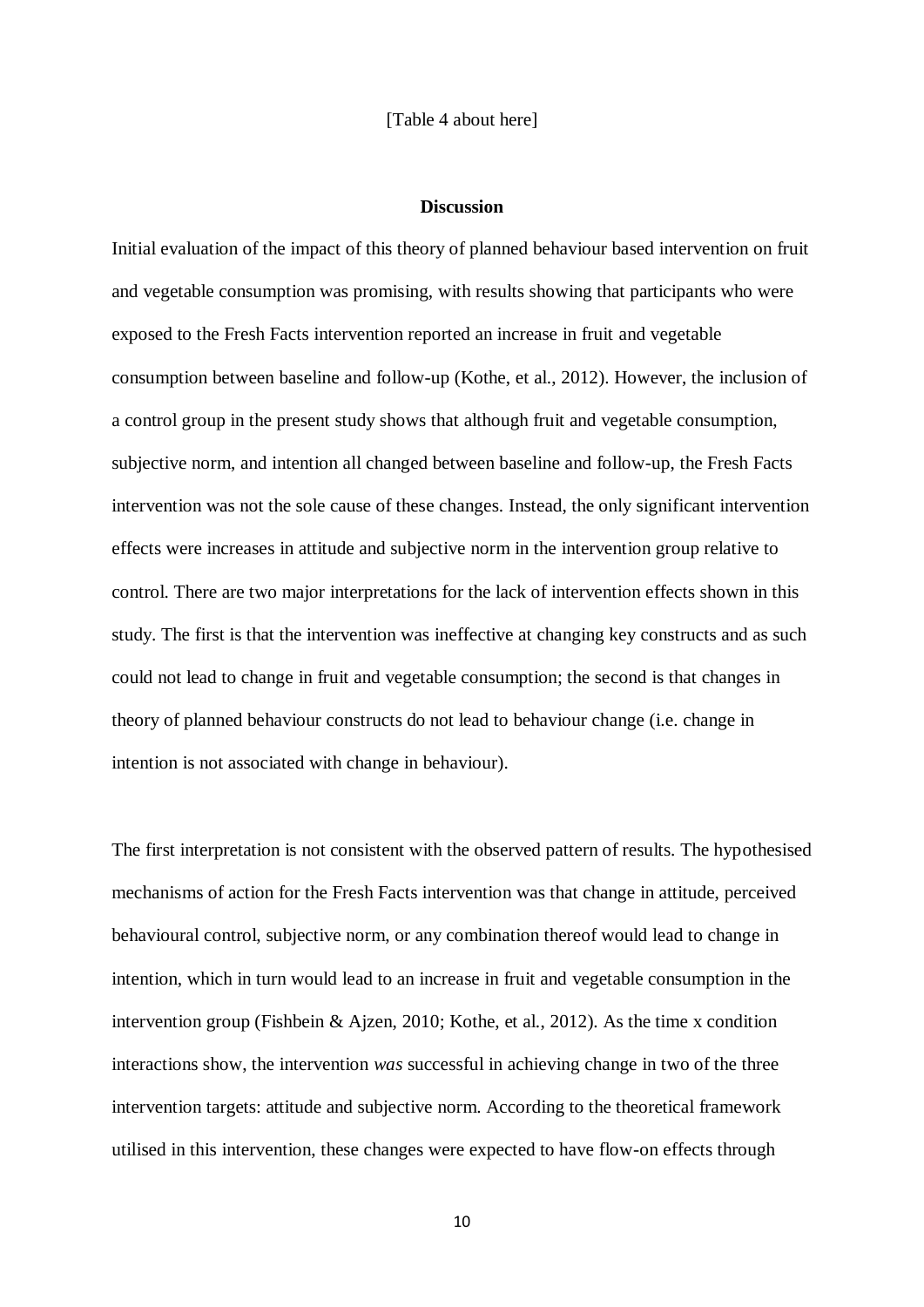[Table 4 about here]

## Discussion

Initial evaluation of the impact of this theory of planned behaviour based intervention on fruit and vegetable consumption was promising, with results showing that participants who were exposed to the Fresh Facts intervention reported an increase in fruit and vegetable consumption between baseline and follow-up (Kothe, et al., 2012). However, the inclusion of a control group in the present study shows that although fruit and vegetable consumption, subjective norm, and intention all changed between baseline and follow-up, the Fresh Facts intervention was not the sole cause of these changes. Instead, the only significant intervention effects were increases in attitude and subjective norm in the intervention group relative to control. There are two major interpretations for the lack of intervention effects shown in this study. The first is that the intervention was ineffective at changing key constructs and as such could not lead to change in fruit and vegetable consumption; the second is that changes in theory of planned behaviour constructs do not lead to behaviour change (i.e. change in intention is not associated with change in behaviour).

The first interpretation is not consistent with the observed pattern of results. The hypothesised mechanisms of action for the Fresh Facts intervention was that change in attitude, perceived behavioural control, subjective norm, or any combination thereof would lead to change in intention, which in turn would lead to an increase in fruit and vegetable consumption in the intervention group (Fishbein & Ajzen, 2010; Kothe, et al., 2012). As the time x condition interactions show, the intervention *was* successful in achieving change in two of the three intervention targets: attitude and subjective norm. According to the theoretical framework utilised in this intervention, these changes were expected to have flow-on effects through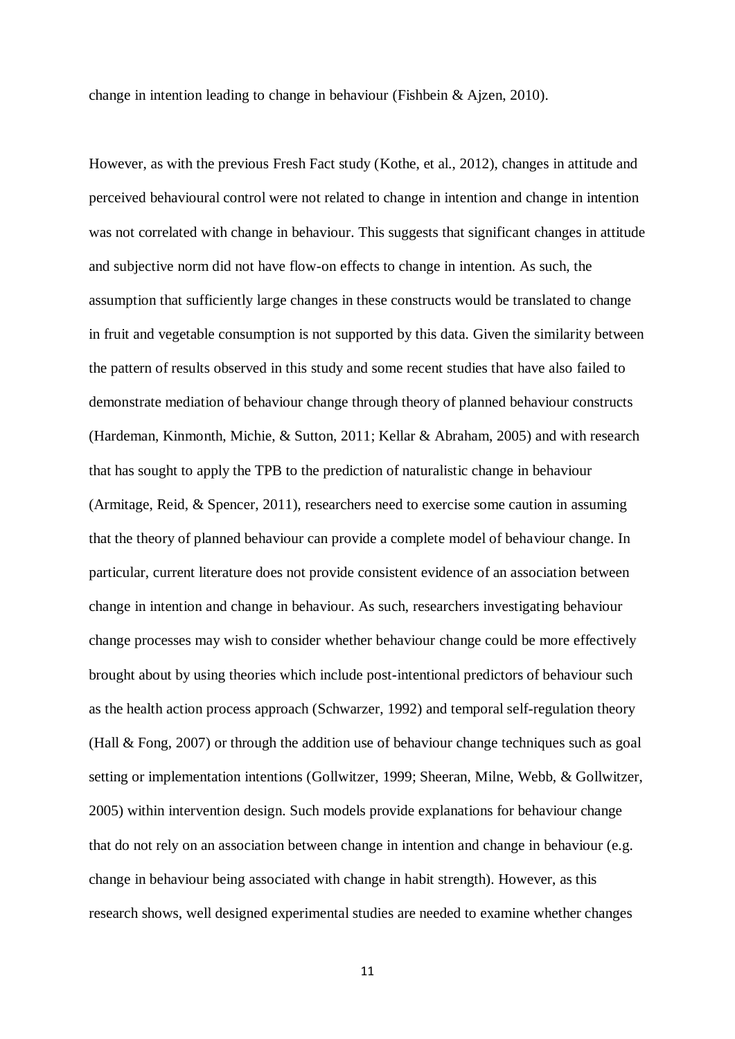change in intention leading to change in behaviour (Fishbein & Ajzen, 2010).

However, as with the previous Fresh Fact study (Kothe, et al., 2012), changes in attitude and perceived behavioural control were not related to change in intention and change in intention was not correlated with change in behaviour. This suggests that significant changes in attitude and subjective norm did not have flow-on effects to change in intention. As such, the assumption that sufficiently large changes in these constructs would be translated to change in fruit and vegetable consumption is not supported by this data. Given the similarity between the pattern of results observed in this study and some recent studies that have also failed to demonstrate mediation of behaviour change through theory of planned behaviour constructs (Hardeman, Kinmonth, Michie, & Sutton, 2011; Kellar & Abraham, 2005) and with research that has sought to apply the TPB to the prediction of naturalistic change in behaviour (Armitage, Reid, & Spencer, 2011), researchers need to exercise some caution in assuming that the theory of planned behaviour can provide a complete model of behaviour change. In particular, current literature does not provide consistent evidence of an association between change in intention and change in behaviour. As such, researchers investigating behaviour change processes may wish to consider whether behaviour change could be more effectively brought about by using theories which include post-intentional predictors of behaviour such as the health action process approach (Schwarzer, 1992) and temporal self-regulation theory (Hall & Fong, 2007) or through the addition use of behaviour change techniques such as goal setting or implementation intentions (Gollwitzer, 1999; Sheeran, Milne, Webb, & Gollwitzer, 2005) within intervention design. Such models provide explanations for behaviour change that do not rely on an association between change in intention and change in behaviour (e.g. change in behaviour being associated with change in habit strength). However, as this research shows, well designed experimental studies are needed to examine whether changes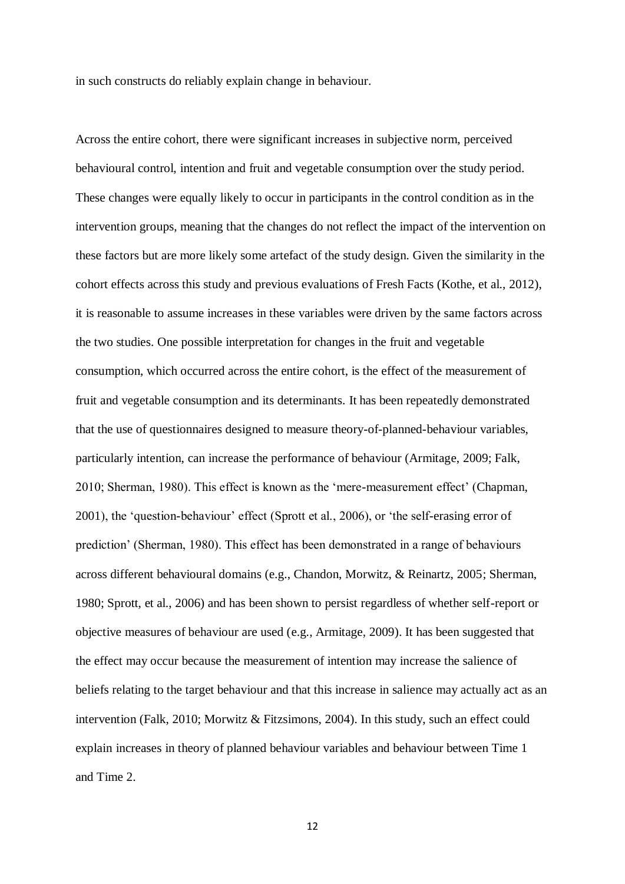in such constructs do reliably explain change in behaviour.

Across the entire cohort, there were significant increases in subjective norm, perceived behavioural control, intention and fruit and vegetable consumption over the study period. These changes were equally likely to occur in participants in the control condition as in the intervention groups, meaning that the changes do not reflect the impact of the intervention on these factors but are more likely some artefact of the study design. Given the similarity in the cohort effects across this study and previous evaluations of Fresh Facts (Kothe, et al., 2012), it is reasonable to assume increases in these variables were driven by the same factors across the two studies. One possible interpretation for changes in the fruit and vegetable consumption, which occurred across the entire cohort, is the effect of the measurement of fruit and vegetable consumption and its determinants. It has been repeatedly demonstrated that the use of questionnaires designed to measure theory-of-planned-behaviour variables, particularly intention, can increase the performance of behaviour (Armitage, 2009; Falk, 2010; Sherman, 1980). This effect is known as the 'mere-measurement effect' (Chapman, 2001), the 'question-behaviour' effect (Sprott et al., 2006), or 'the self-erasing error of prediction' (Sherman, 1980). This effect has been demonstrated in a range of behaviours across different behavioural domains (e.g., Chandon, Morwitz, & Reinartz, 2005; Sherman, 1980; Sprott, et al., 2006) and has been shown to persist regardless of whether self-report or objective measures of behaviour are used (e.g., Armitage, 2009). It has been suggested that the effect may occur because the measurement of intention may increase the salience of beliefs relating to the target behaviour and that this increase in salience may actually act as an intervention (Falk, 2010; Morwitz & Fitzsimons, 2004). In this study, such an effect could explain increases in theory of planned behaviour variables and behaviour between Time 1 and Time 2.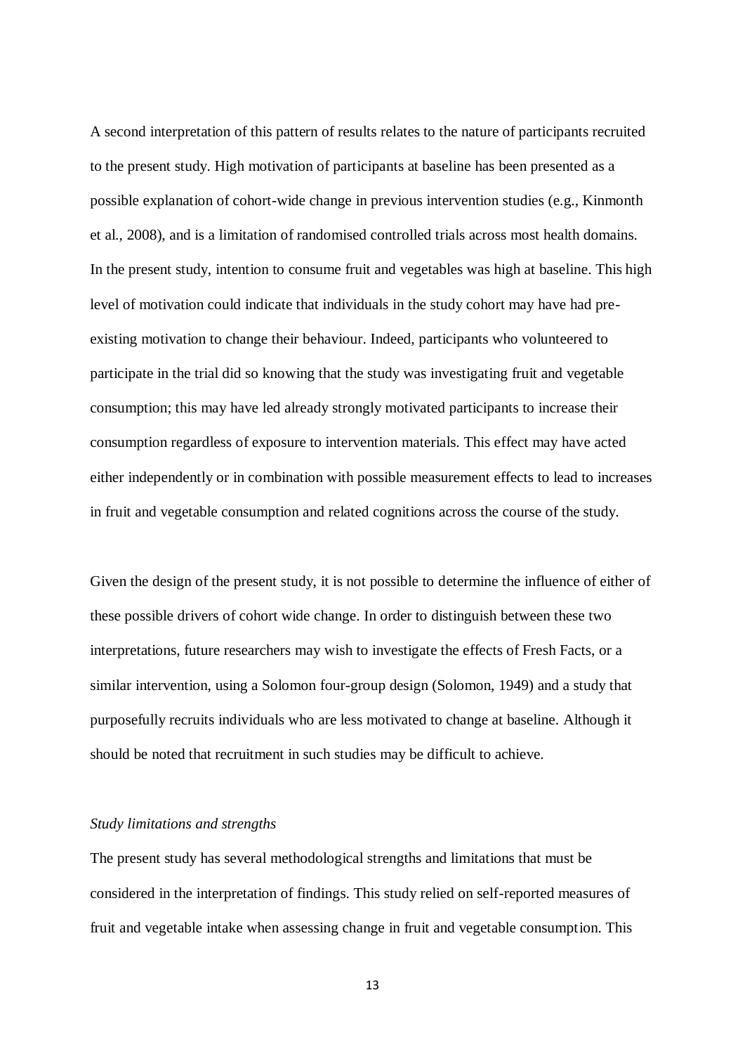A second interpretation of this pattern of results relates to the nature of participants recruited to the present study. High motivation of participants at baseline has been presented as a possible explanation of cohort-wide change in previous intervention studies (e.g., Kinmonth et al., 2008), and is a limitation of randomised controlled trials across most health domains. In the present study, intention to consume fruit and vegetables was high at baseline. This high level of motivation could indicate that individuals in the study cohort may have had pre-existing motivation to change their behaviour. Indeed, participants who volunteered to participate in the trial did so knowing that the study was investigating fruit and vegetable consumption; this may have led already strongly motivated participants to increase their consumption regardless of exposure to intervention materials. This effect may have acted either independently or in combination with possible measurement effects to lead to increases in fruit and vegetable consumption and related cognitions across the course of the study.

Given the design of the present study, it is not possible to determine the influence of either of these possible drivers of cohort wide change. In order to distinguish between these two interpretations, future researchers may wish to investigate the effects of Fresh Facts, or a similar intervention, using a Solomon four-group design (Solomon, 1949) and a study that purposefully recruits individuals who are less motivated to change at baseline. Although it should be noted that recruitment in such studies may be difficult to achieve.

*Study limitations and strengths*

The present study has several methodological strengths and limitations that must be considered in the interpretation of findings. This study relied on self-reported measures of fruit and vegetable intake when assessing change in fruit and vegetable consumption. This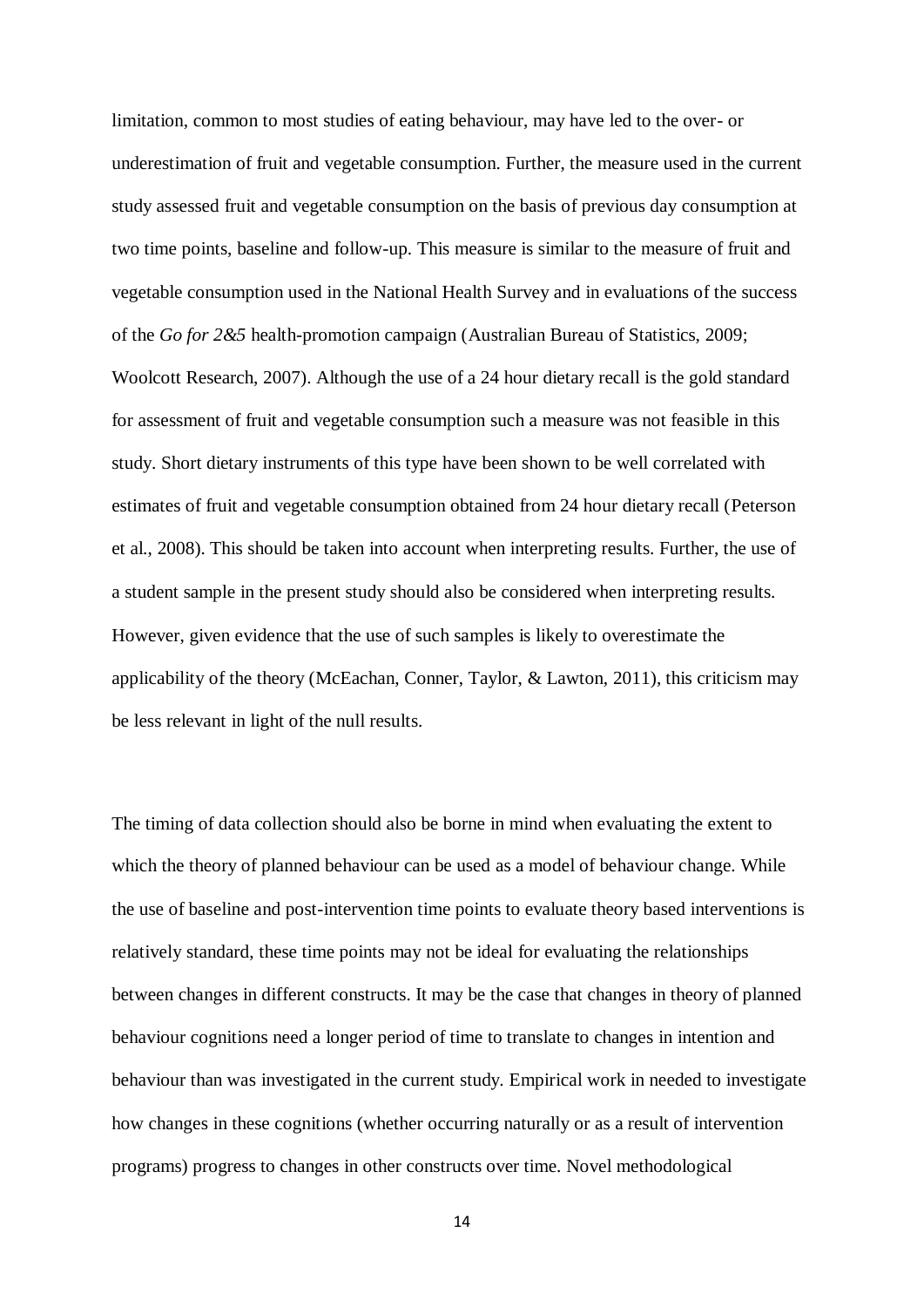limitation, common to most studies of eating behaviour, may have led to the over- or underestimation of fruit and vegetable consumption. Further, the measure used in the current study assessed fruit and vegetable consumption on the basis of previous day consumption at two time points, baseline and follow-up. This measure is similar to the measure of fruit and vegetable consumption used in the National Health Survey and in evaluations of the success of the *Go for 2&5* health-promotion campaign (Australian Bureau of Statistics, 2009; Woolcott Research, 2007). Although the use of a 24 hour dietary recall is the gold standard for assessment of fruit and vegetable consumption such a measure was not feasible in this study. Short dietary instruments of this type have been shown to be well correlated with estimates of fruit and vegetable consumption obtained from 24 hour dietary recall (Peterson et al., 2008). This should be taken into account when interpreting results. Further, the use of a student sample in the present study should also be considered when interpreting results. However, given evidence that the use of such samples is likely to overestimate the applicability of the theory (McEachan, Conner, Taylor, & Lawton, 2011), this criticism may be less relevant in light of the null results.

The timing of data collection should also be borne in mind when evaluating the extent to which the theory of planned behaviour can be used as a model of behaviour change. While the use of baseline and post-intervention time points to evaluate theory based interventions is relatively standard, these time points may not be ideal for evaluating the relationships between changes in different constructs. It may be the case that changes in theory of planned behaviour cognitions need a longer period of time to translate to changes in intention and behaviour than was investigated in the current study. Empirical work in needed to investigate how changes in these cognitions (whether occurring naturally or as a result of intervention programs) progress to changes in other constructs over time. Novel methodological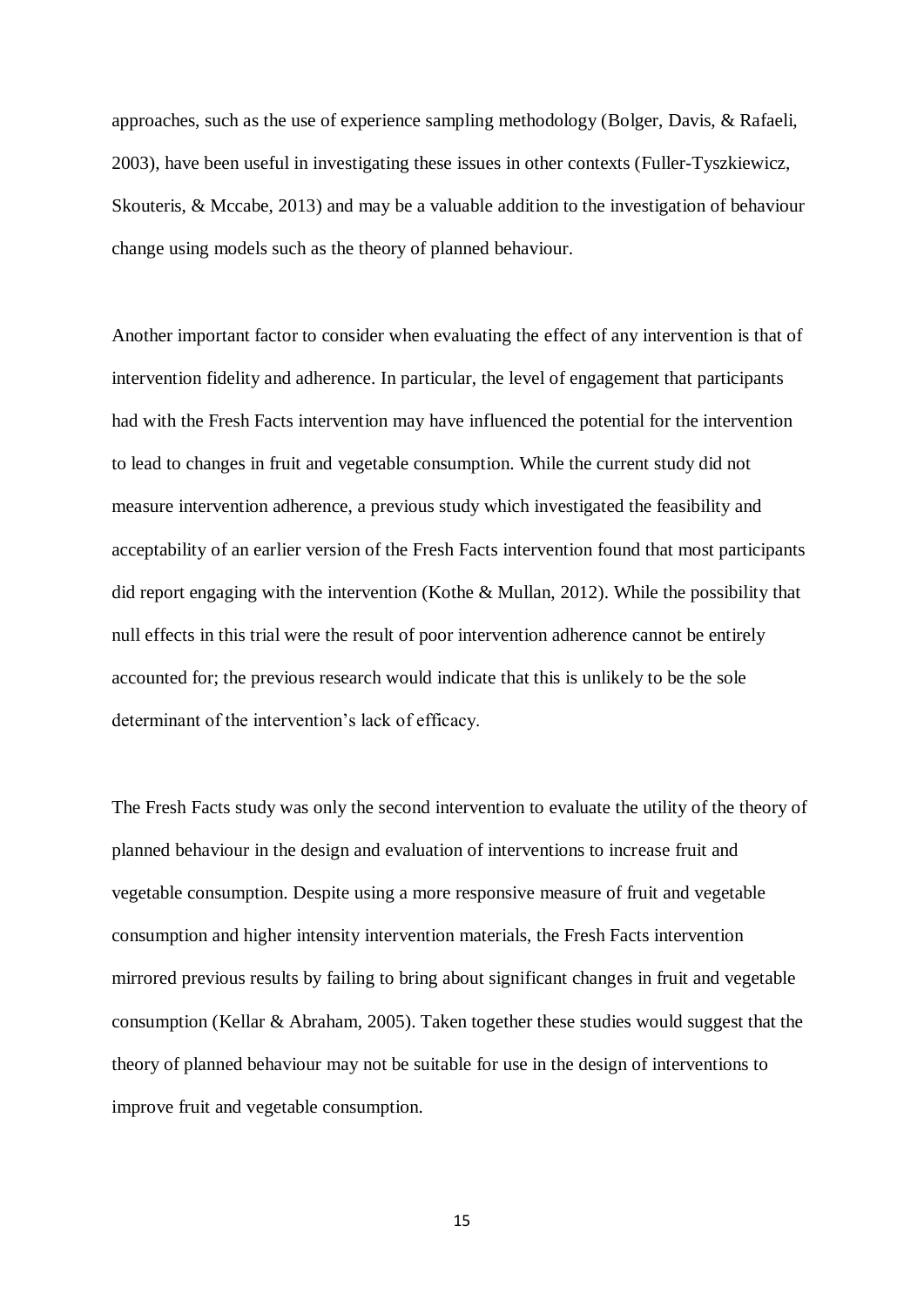approaches, such as the use of experience sampling methodology (Bolger, Davis, & Rafaeli, 2003), have been useful in investigating these issues in other contexts (Fuller-Tyszkiewicz, Skouteris, & Mccabe, 2013) and may be a valuable addition to the investigation of behaviour change using models such as the theory of planned behaviour.

Another important factor to consider when evaluating the effect of any intervention is that of intervention fidelity and adherence. In particular, the level of engagement that participants had with the Fresh Facts intervention may have influenced the potential for the intervention to lead to changes in fruit and vegetable consumption. While the current study did not measure intervention adherence, a previous study which investigated the feasibility and acceptability of an earlier version of the Fresh Facts intervention found that most participants did report engaging with the intervention (Kothe & Mullan, 2012). While the possibility that null effects in this trial were the result of poor intervention adherence cannot be entirely accounted for; the previous research would indicate that this is unlikely to be the sole determinant of the intervention's lack of efficacy.

The Fresh Facts study was only the second intervention to evaluate the utility of the theory of planned behaviour in the design and evaluation of interventions to increase fruit and vegetable consumption. Despite using a more responsive measure of fruit and vegetable consumption and higher intensity intervention materials, the Fresh Facts intervention mirrored previous results by failing to bring about significant changes in fruit and vegetable consumption (Kellar & Abraham, 2005). Taken together these studies would suggest that the theory of planned behaviour may not be suitable for use in the design of interventions to improve fruit and vegetable consumption.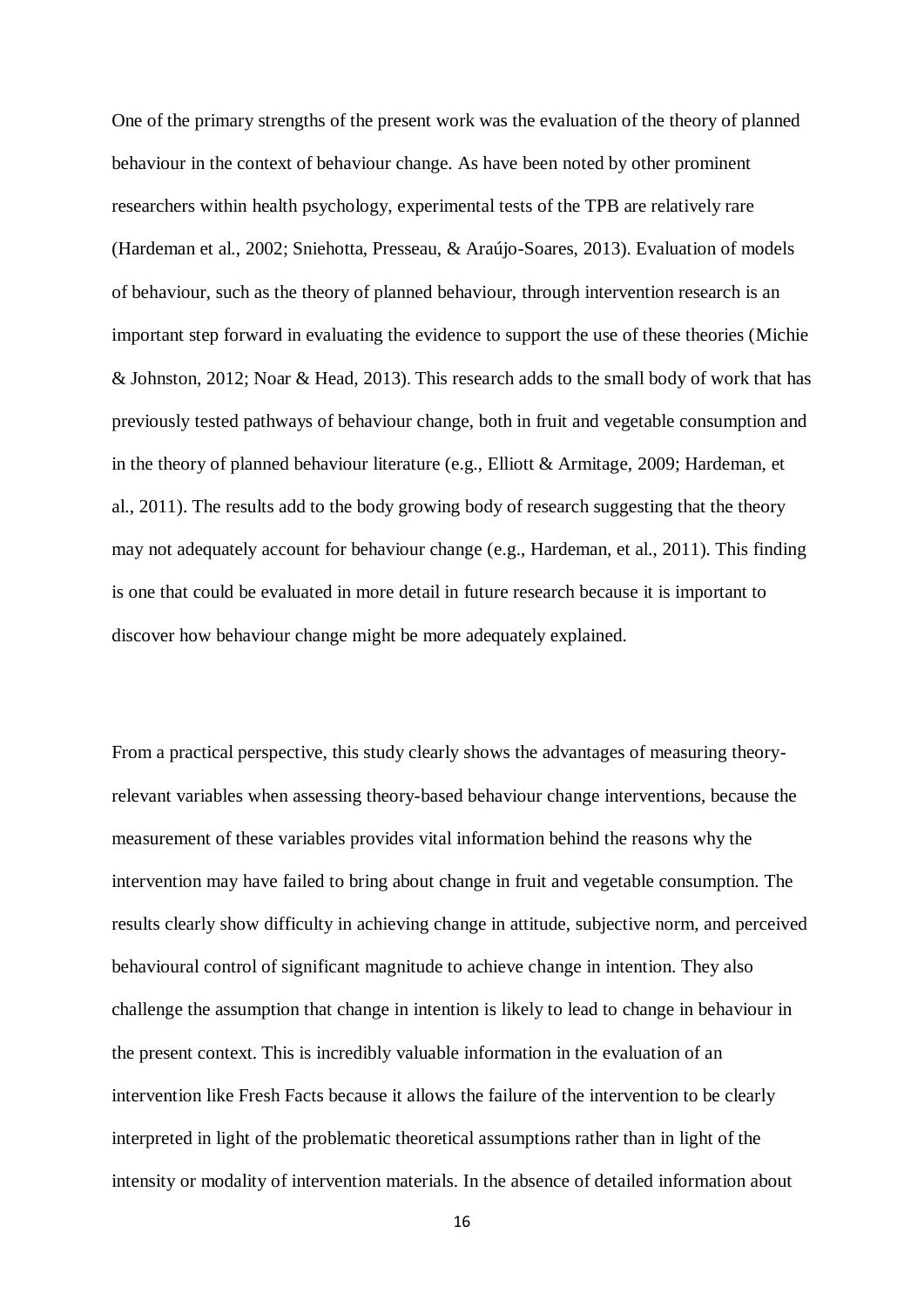One of the primary strengths of the present work was the evaluation of the theory of planned behaviour in the context of behaviour change. As have been noted by other prominent researchers within health psychology, experimental tests of the TPB are relatively rare (Hardeman et al., 2002; Sniehotta, Presseau, & Araújo-Soares, 2013). Evaluation of models of behaviour, such as the theory of planned behaviour, through intervention research is an important step forward in evaluating the evidence to support the use of these theories (Michie & Johnston, 2012; Noar & Head, 2013). This research adds to the small body of work that has previously tested pathways of behaviour change, both in fruit and vegetable consumption and in the theory of planned behaviour literature (e.g., Elliott & Armitage, 2009; Hardeman, et al., 2011). The results add to the body growing body of research suggesting that the theory may not adequately account for behaviour change (e.g., Hardeman, et al., 2011). This finding is one that could be evaluated in more detail in future research because it is important to discover how behaviour change might be more adequately explained.

From a practical perspective, this study clearly shows the advantages of measuring theory-relevant variables when assessing theory-based behaviour change interventions, because the measurement of these variables provides vital information behind the reasons why the intervention may have failed to bring about change in fruit and vegetable consumption. The results clearly show difficulty in achieving change in attitude, subjective norm, and perceived behavioural control of significant magnitude to achieve change in intention. They also challenge the assumption that change in intention is likely to lead to change in behaviour in the present context. This is incredibly valuable information in the evaluation of an intervention like Fresh Facts because it allows the failure of the intervention to be clearly interpreted in light of the problematic theoretical assumptions rather than in light of the intensity or modality of intervention materials. In the absence of detailed information about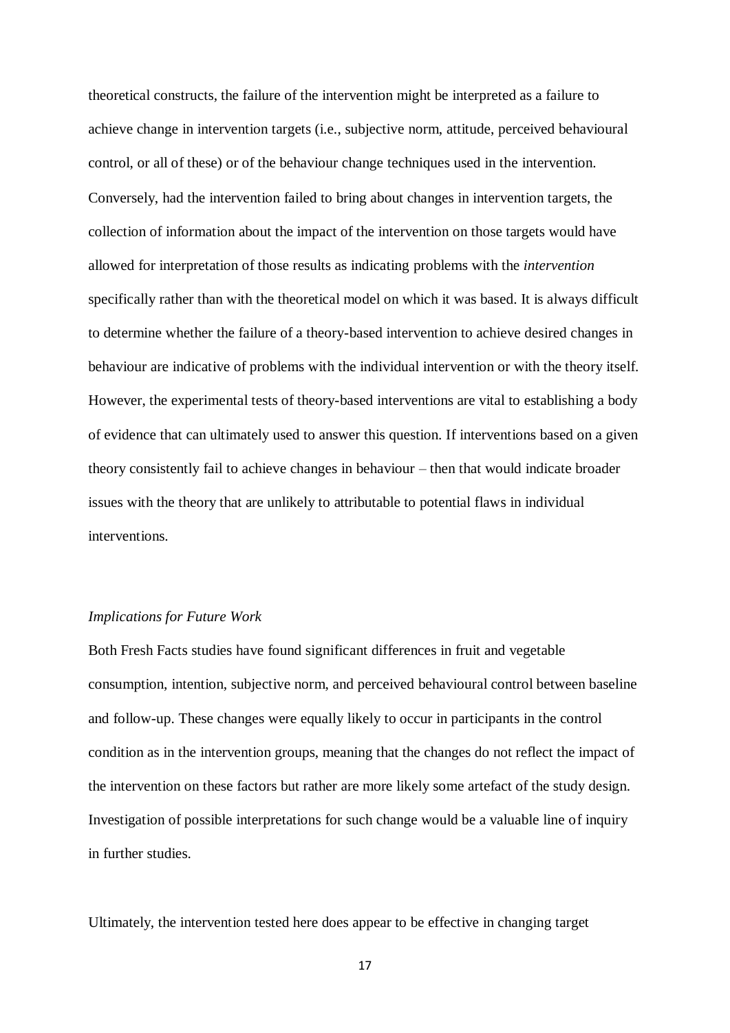theoretical constructs, the failure of the intervention might be interpreted as a failure to achieve change in intervention targets (i.e., subjective norm, attitude, perceived behavioural control, or all of these) or of the behaviour change techniques used in the intervention. Conversely, had the intervention failed to bring about changes in intervention targets, the collection of information about the impact of the intervention on those targets would have allowed for interpretation of those results as indicating problems with the *intervention* specifically rather than with the theoretical model on which it was based. It is always difficult to determine whether the failure of a theory-based intervention to achieve desired changes in behaviour are indicative of problems with the individual intervention or with the theory itself. However, the experimental tests of theory-based interventions are vital to establishing a body of evidence that can ultimately used to answer this question. If interventions based on a given theory consistently fail to achieve changes in behaviour – then that would indicate broader issues with the theory that are unlikely to attributable to potential flaws in individual interventions.

*Implications for Future Work*

Both Fresh Facts studies have found significant differences in fruit and vegetable consumption, intention, subjective norm, and perceived behavioural control between baseline and follow-up. These changes were equally likely to occur in participants in the control condition as in the intervention groups, meaning that the changes do not reflect the impact of the intervention on these factors but rather are more likely some artefact of the study design. Investigation of possible interpretations for such change would be a valuable line of inquiry in further studies.

Ultimately, the intervention tested here does appear to be effective in changing target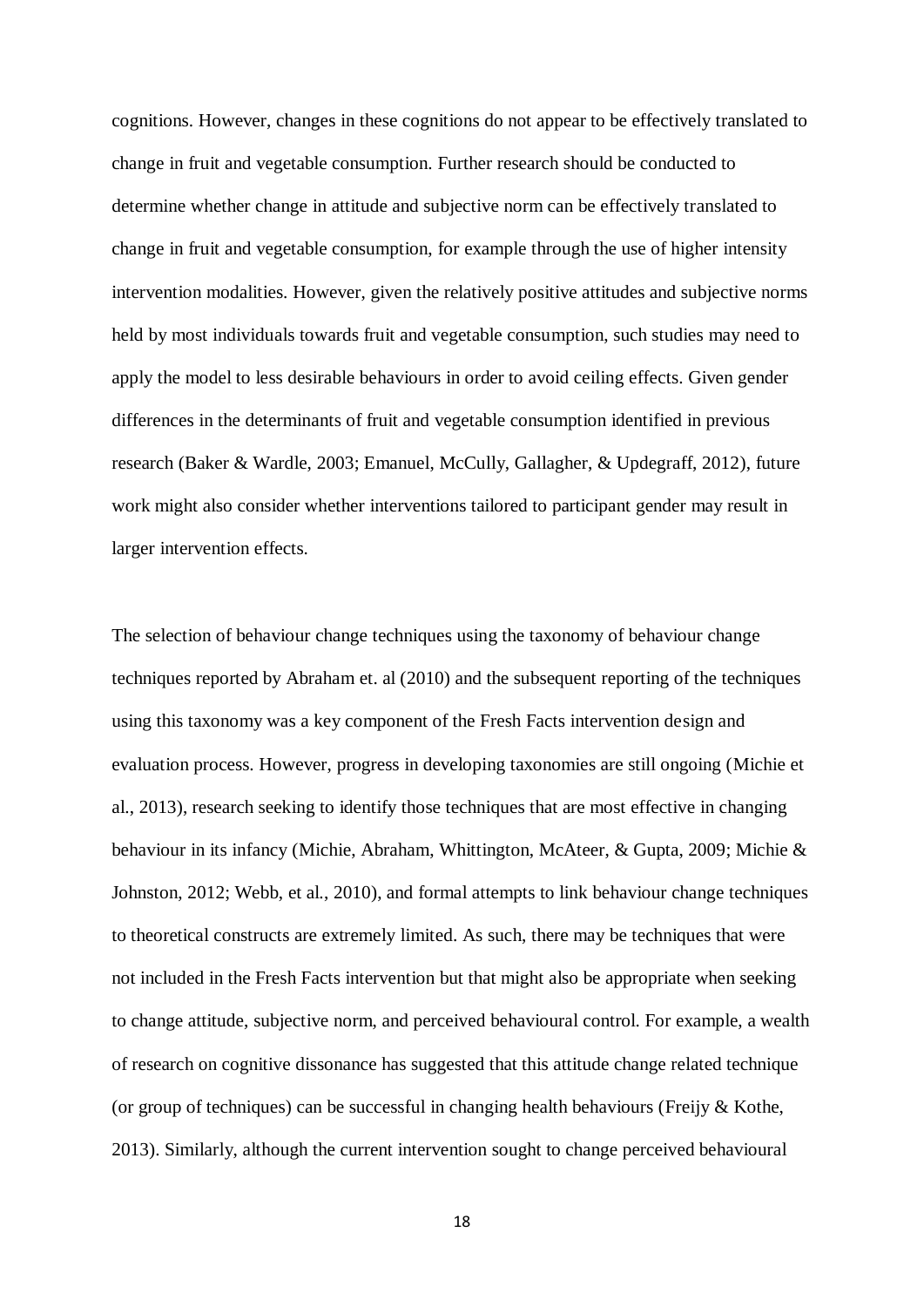cognitions. However, changes in these cognitions do not appear to be effectively translated to change in fruit and vegetable consumption. Further research should be conducted to determine whether change in attitude and subjective norm can be effectively translated to change in fruit and vegetable consumption, for example through the use of higher intensity intervention modalities. However, given the relatively positive attitudes and subjective norms held by most individuals towards fruit and vegetable consumption, such studies may need to apply the model to less desirable behaviours in order to avoid ceiling effects. Given gender differences in the determinants of fruit and vegetable consumption identified in previous research (Baker & Wardle, 2003; Emanuel, McCully, Gallagher, & Updegraff, 2012), future work might also consider whether interventions tailored to participant gender may result in larger intervention effects.

The selection of behaviour change techniques using the taxonomy of behaviour change techniques reported by Abraham et. al (2010) and the subsequent reporting of the techniques using this taxonomy was a key component of the Fresh Facts intervention design and evaluation process. However, progress in developing taxonomies are still ongoing (Michie et al., 2013), research seeking to identify those techniques that are most effective in changing behaviour in its infancy (Michie, Abraham, Whittington, McAteer, & Gupta, 2009; Michie & Johnston, 2012; Webb, et al., 2010), and formal attempts to link behaviour change techniques to theoretical constructs are extremely limited. As such, there may be techniques that were not included in the Fresh Facts intervention but that might also be appropriate when seeking to change attitude, subjective norm, and perceived behavioural control. For example, a wealth of research on cognitive dissonance has suggested that this attitude change related technique (or group of techniques) can be successful in changing health behaviours (Freijy & Kothe, 2013). Similarly, although the current intervention sought to change perceived behavioural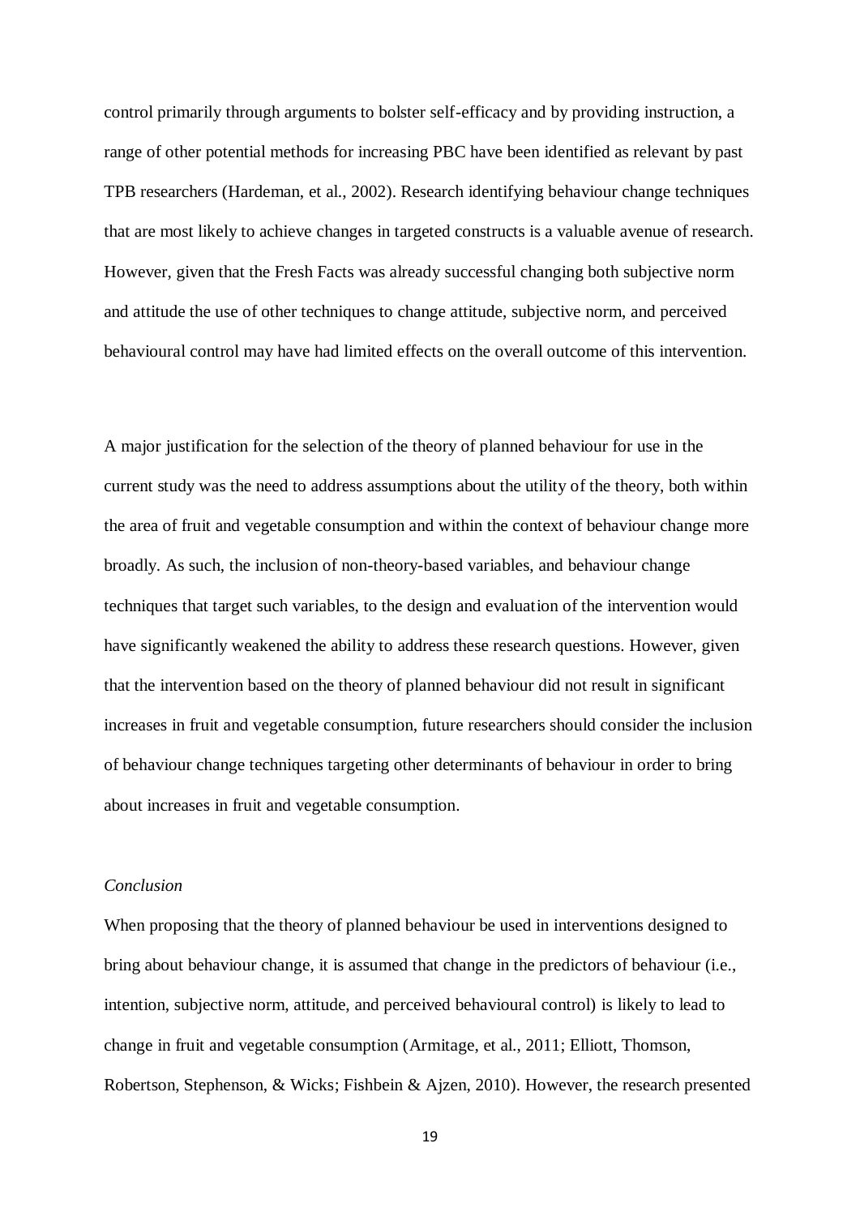control primarily through arguments to bolster self-efficacy and by providing instruction, a range of other potential methods for increasing PBC have been identified as relevant by past TPB researchers (Hardeman, et al., 2002). Research identifying behaviour change techniques that are most likely to achieve changes in targeted constructs is a valuable avenue of research. However, given that the Fresh Facts was already successful changing both subjective norm and attitude the use of other techniques to change attitude, subjective norm, and perceived behavioural control may have had limited effects on the overall outcome of this intervention.

A major justification for the selection of the theory of planned behaviour for use in the current study was the need to address assumptions about the utility of the theory, both within the area of fruit and vegetable consumption and within the context of behaviour change more broadly. As such, the inclusion of non-theory-based variables, and behaviour change techniques that target such variables, to the design and evaluation of the intervention would have significantly weakened the ability to address these research questions. However, given that the intervention based on the theory of planned behaviour did not result in significant increases in fruit and vegetable consumption, future researchers should consider the inclusion of behaviour change techniques targeting other determinants of behaviour in order to bring about increases in fruit and vegetable consumption.

*Conclusion*

When proposing that the theory of planned behaviour be used in interventions designed to bring about behaviour change, it is assumed that change in the predictors of behaviour (i.e., intention, subjective norm, attitude, and perceived behavioural control) is likely to lead to change in fruit and vegetable consumption (Armitage, et al., 2011; Elliott, Thomson, Robertson, Stephenson, & Wicks; Fishbein & Ajzen, 2010). However, the research presented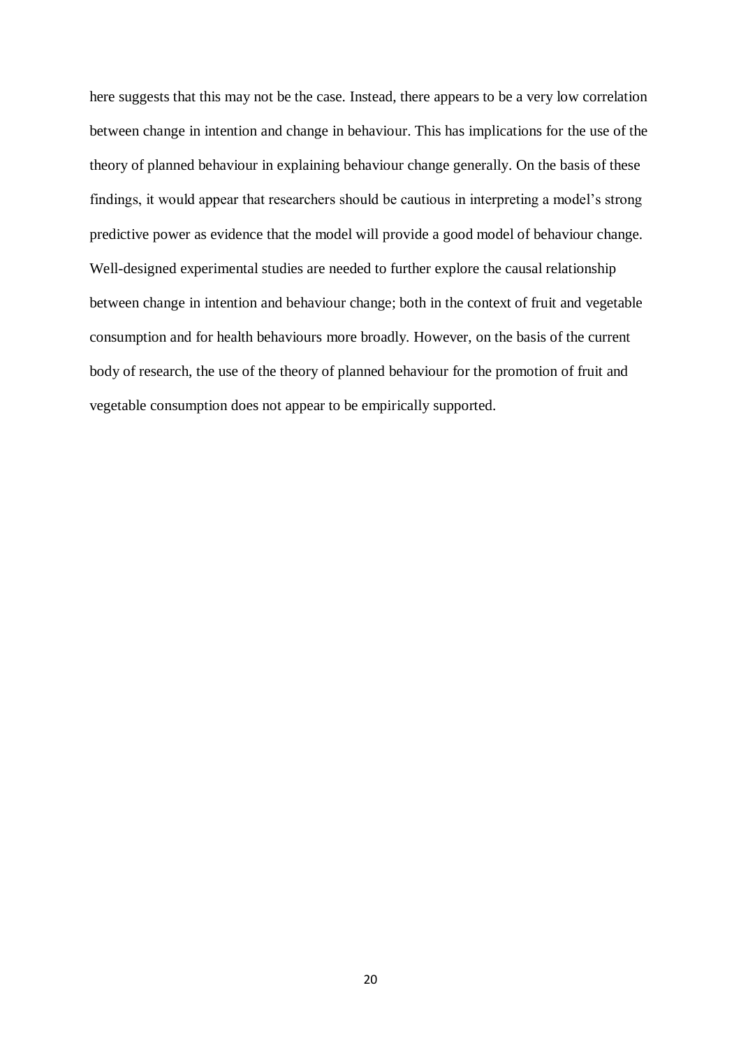here suggests that this may not be the case. Instead, there appears to be a very low correlation between change in intention and change in behaviour. This has implications for the use of the theory of planned behaviour in explaining behaviour change generally. On the basis of these findings, it would appear that researchers should be cautious in interpreting a model's strong predictive power as evidence that the model will provide a good model of behaviour change. Well-designed experimental studies are needed to further explore the causal relationship between change in intention and behaviour change; both in the context of fruit and vegetable consumption and for health behaviours more broadly. However, on the basis of the current body of research, the use of the theory of planned behaviour for the promotion of fruit and vegetable consumption does not appear to be empirically supported.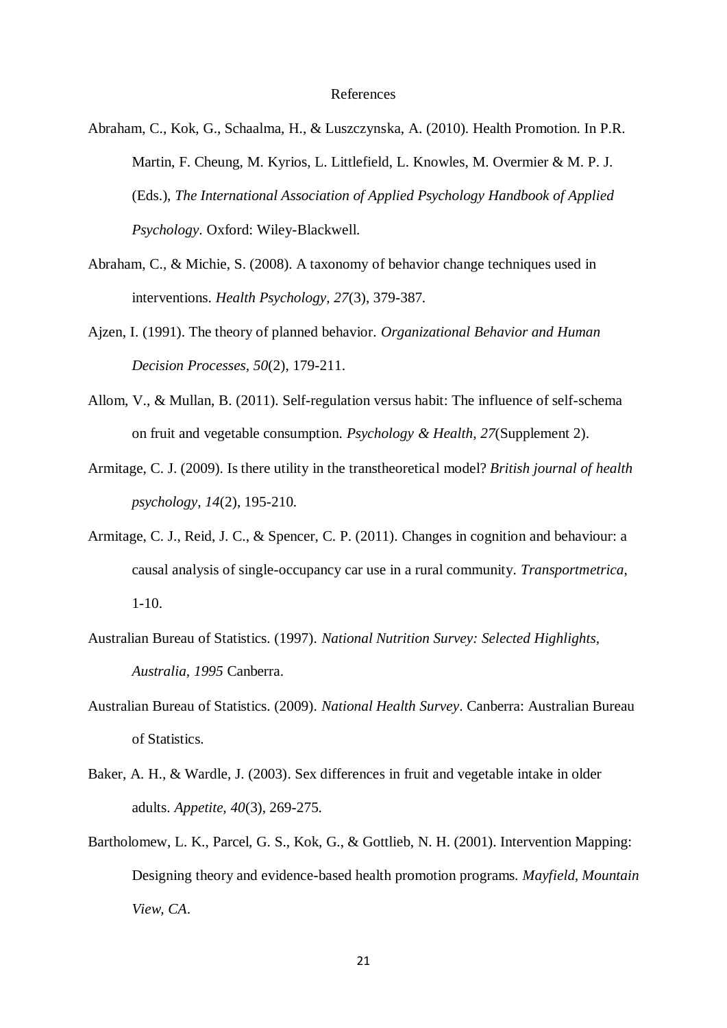References

Abraham, C., Kok, G., Schaalma, H., & Luszczynska, A. (2010). Health Promotion. In P.R. Martin, F. Cheung, M. Kyrios, L. Littlefield, L. Knowles, M. Overmier & M. P. J. (Eds.), *The International Association of Applied Psychology Handbook of Applied Psychology*. Oxford: Wiley-Blackwell.

Abraham, C., & Michie, S. (2008). A taxonomy of behavior change techniques used in interventions. *Health Psychology, 27*(3), 379-387.

Ajzen, I. (1991). The theory of planned behavior. *Organizational Behavior and Human Decision Processes, 50*(2), 179-211.

Allom, V., & Mullan, B. (2011). Self-regulation versus habit: The influence of self-schema on fruit and vegetable consumption. *Psychology & Health, 27*(Supplement 2).

Armitage, C. J. (2009). Is there utility in the transtheoretical model? *British journal of health psychology, 14*(2), 195-210.

Armitage, C. J., Reid, J. C., & Spencer, C. P. (2011). Changes in cognition and behaviour: a causal analysis of single-occupancy car use in a rural community. *Transportmetrica*, 1-10.

Australian Bureau of Statistics. (1997). *National Nutrition Survey: Selected Highlights, Australia, 1995* Canberra.

Australian Bureau of Statistics. (2009). *National Health Survey*. Canberra: Australian Bureau of Statistics.

Baker, A. H., & Wardle, J. (2003). Sex differences in fruit and vegetable intake in older adults. *Appetite, 40*(3), 269-275.

Bartholomew, L. K., Parcel, G. S., Kok, G., & Gottlieb, N. H. (2001). Intervention Mapping: Designing theory and evidence-based health promotion programs. *Mayfield, Mountain View, CA*.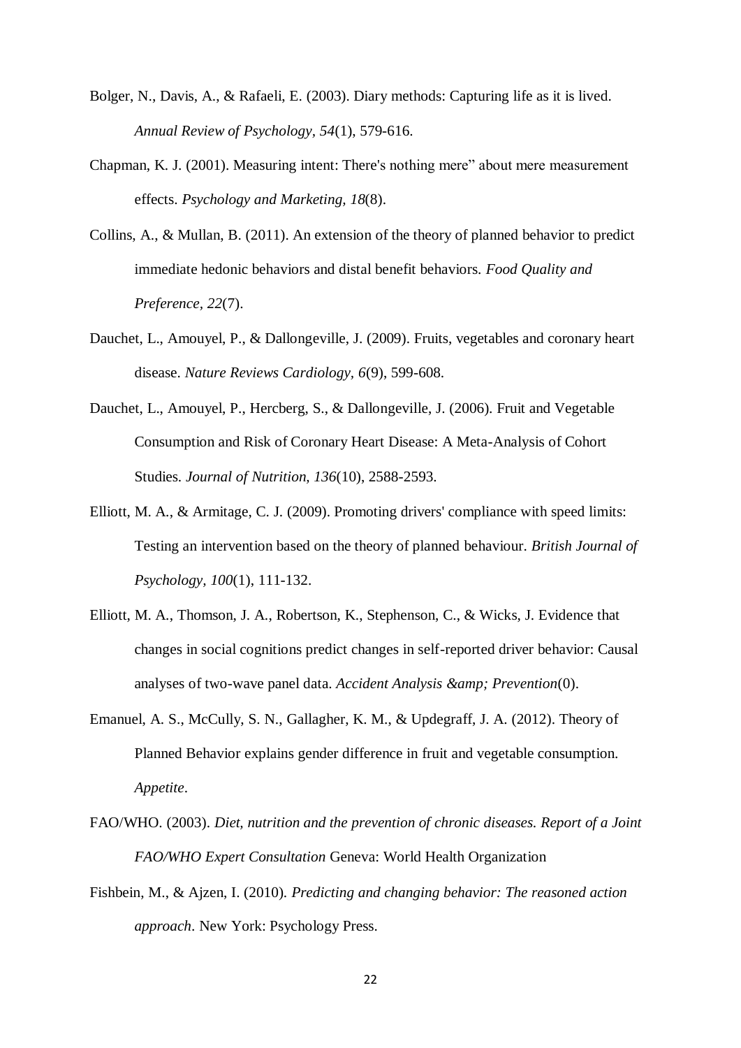Bolger, N., Davis, A., & Rafaeli, E. (2003). Diary methods: Capturing life as it is lived. *Annual Review of Psychology, 54*(1), 579-616.

Chapman, K. J. (2001). Measuring intent: There's nothing mere" about mere measurement effects. *Psychology and Marketing, 18*(8).

Collins, A., & Mullan, B. (2011). An extension of the theory of planned behavior to predict immediate hedonic behaviors and distal benefit behaviors. *Food Quality and Preference, 22*(7).

Dauchet, L., Amouyel, P., & Dallongeville, J. (2009). Fruits, vegetables and coronary heart disease. *Nature Reviews Cardiology, 6*(9), 599-608.

Dauchet, L., Amouyel, P., Hercberg, S., & Dallongeville, J. (2006). Fruit and Vegetable Consumption and Risk of Coronary Heart Disease: A Meta-Analysis of Cohort Studies. *Journal of Nutrition, 136*(10), 2588-2593.

Elliott, M. A., & Armitage, C. J. (2009). Promoting drivers' compliance with speed limits: Testing an intervention based on the theory of planned behaviour. *British Journal of Psychology, 100*(1), 111-132.

Elliott, M. A., Thomson, J. A., Robertson, K., Stephenson, C., & Wicks, J. Evidence that changes in social cognitions predict changes in self-reported driver behavior: Causal analyses of two-wave panel data. *Accident Analysis &amp; Prevention*(0).

Emanuel, A. S., McCully, S. N., Gallagher, K. M., & Updegraff, J. A. (2012). Theory of Planned Behavior explains gender difference in fruit and vegetable consumption. *Appetite*.

FAO/WHO. (2003). *Diet, nutrition and the prevention of chronic diseases. Report of a Joint FAO/WHO Expert Consultation* Geneva: World Health Organization

Fishbein, M., & Ajzen, I. (2010). *Predicting and changing behavior: The reasoned action approach*. New York: Psychology Press.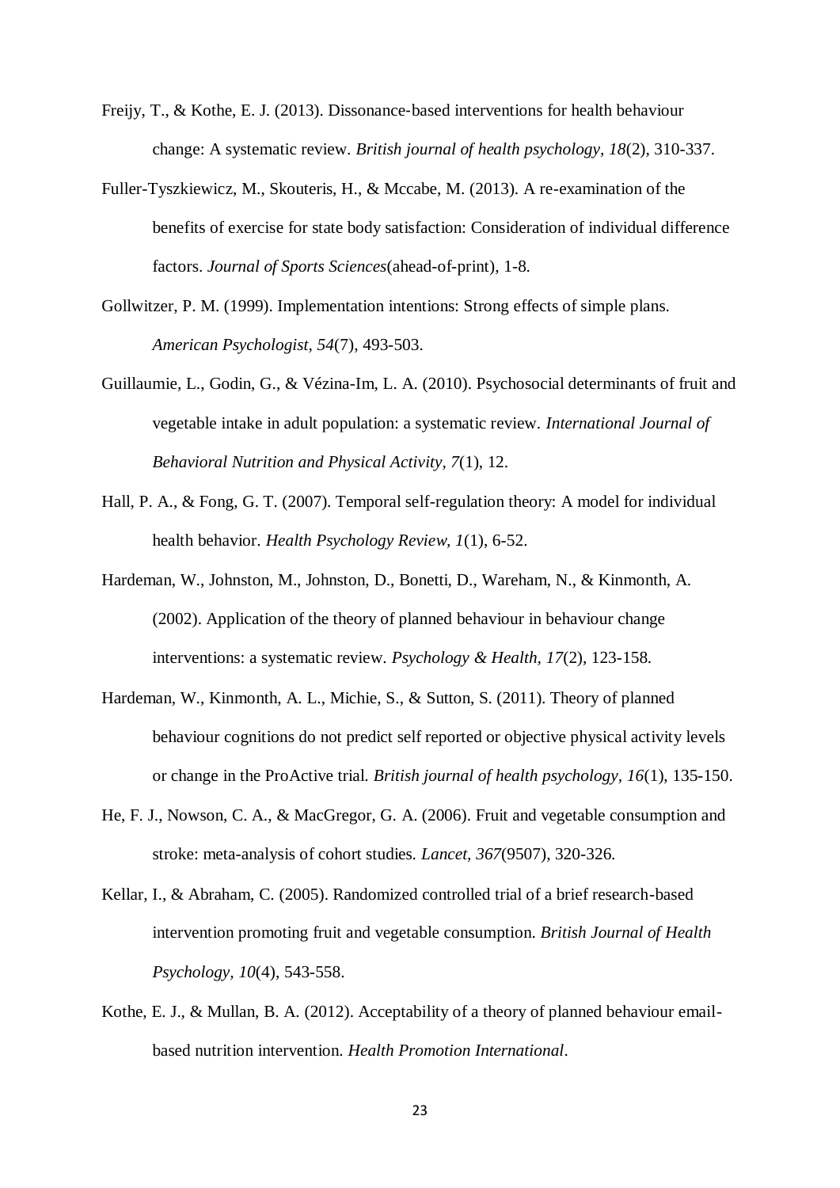Freijy, T., & Kothe, E. J. (2013). Dissonance-based interventions for health behaviour change: A systematic review. *British journal of health psychology, 18*(2), 310-337.

Fuller-Tyszkiewicz, M., Skouteris, H., & Mccabe, M. (2013). A re-examination of the benefits of exercise for state body satisfaction: Consideration of individual difference factors. *Journal of Sports Sciences*(ahead-of-print), 1-8.

Gollwitzer, P. M. (1999). Implementation intentions: Strong effects of simple plans. *American Psychologist, 54*(7), 493-503.

Guillaumie, L., Godin, G., & Vézina-Im, L. A. (2010). Psychosocial determinants of fruit and vegetable intake in adult population: a systematic review. *International Journal of Behavioral Nutrition and Physical Activity, 7*(1), 12.

Hall, P. A., & Fong, G. T. (2007). Temporal self-regulation theory: A model for individual health behavior. *Health Psychology Review, 1*(1), 6-52.

Hardeman, W., Johnston, M., Johnston, D., Bonetti, D., Wareham, N., & Kinmonth, A. (2002). Application of the theory of planned behaviour in behaviour change interventions: a systematic review. *Psychology & Health, 17*(2), 123-158.

Hardeman, W., Kinmonth, A. L., Michie, S., & Sutton, S. (2011). Theory of planned behaviour cognitions do not predict self reported or objective physical activity levels or change in the ProActive trial. *British journal of health psychology, 16*(1), 135-150.

He, F. J., Nowson, C. A., & MacGregor, G. A. (2006). Fruit and vegetable consumption and stroke: meta-analysis of cohort studies. *Lancet, 367*(9507), 320-326.

Kellar, I., & Abraham, C. (2005). Randomized controlled trial of a brief research-based intervention promoting fruit and vegetable consumption. *British Journal of Health Psychology, 10*(4), 543-558.

Kothe, E. J., & Mullan, B. A. (2012). Acceptability of a theory of planned behaviour email-based nutrition intervention. *Health Promotion International*.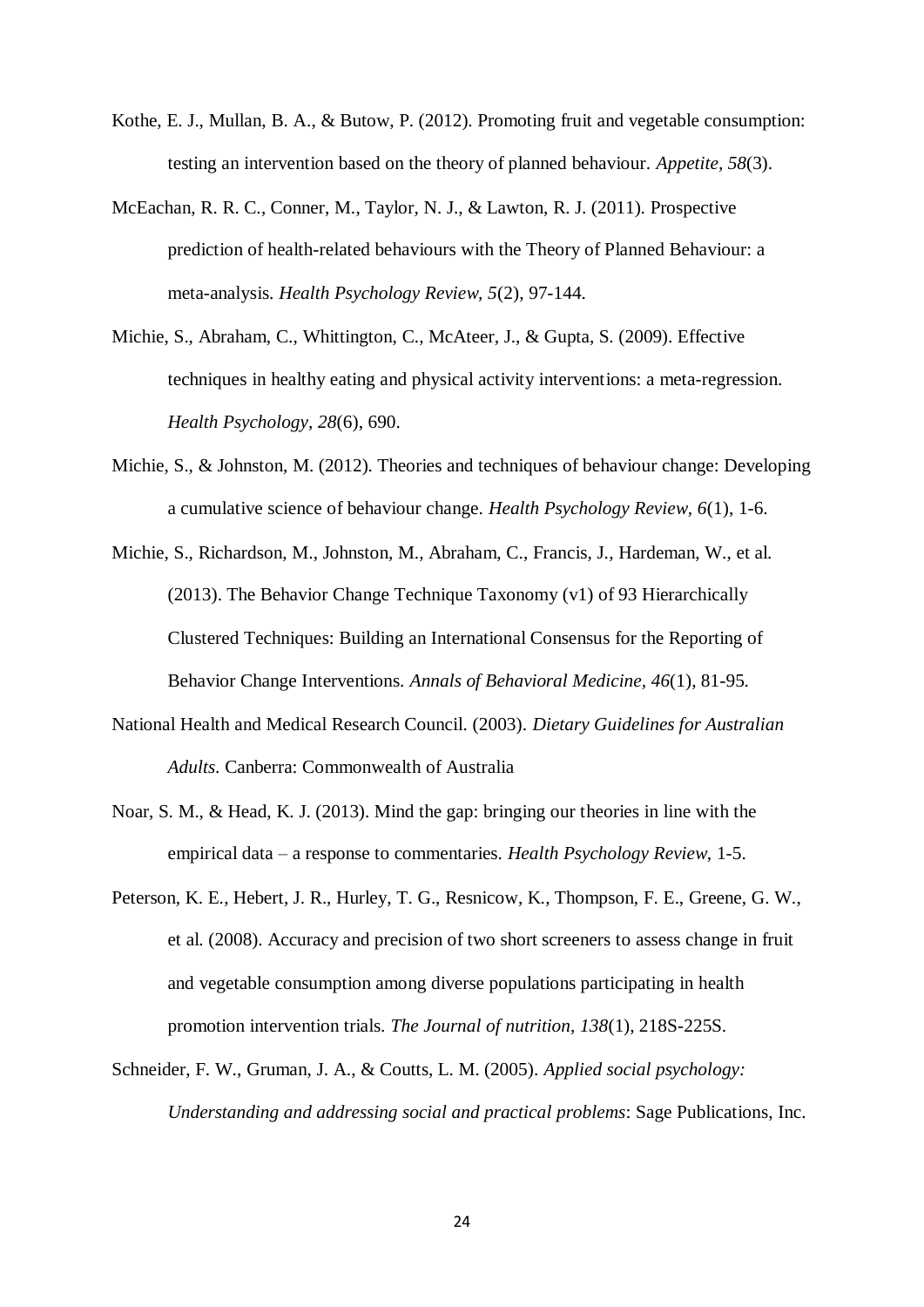Kothe, E. J., Mullan, B. A., & Butow, P. (2012). Promoting fruit and vegetable consumption: testing an intervention based on the theory of planned behaviour. *Appetite, 58*(3).

McEachan, R. R. C., Conner, M., Taylor, N. J., & Lawton, R. J. (2011). Prospective prediction of health-related behaviours with the Theory of Planned Behaviour: a meta-analysis. *Health Psychology Review, 5*(2), 97-144.

Michie, S., Abraham, C., Whittington, C., McAteer, J., & Gupta, S. (2009). Effective techniques in healthy eating and physical activity interventions: a meta-regression. *Health Psychology, 28*(6), 690.

Michie, S., & Johnston, M. (2012). Theories and techniques of behaviour change: Developing a cumulative science of behaviour change. *Health Psychology Review, 6*(1), 1-6.

Michie, S., Richardson, M., Johnston, M., Abraham, C., Francis, J., Hardeman, W., et al. (2013). The Behavior Change Technique Taxonomy (v1) of 93 Hierarchically Clustered Techniques: Building an International Consensus for the Reporting of Behavior Change Interventions. *Annals of Behavioral Medicine, 46*(1), 81-95.

National Health and Medical Research Council. (2003). *Dietary Guidelines for Australian Adults*. Canberra: Commonwealth of Australia

Noar, S. M., & Head, K. J. (2013). Mind the gap: bringing our theories in line with the empirical data – a response to commentaries. *Health Psychology Review*, 1-5.

Peterson, K. E., Hebert, J. R., Hurley, T. G., Resnicow, K., Thompson, F. E., Greene, G. W., et al. (2008). Accuracy and precision of two short screeners to assess change in fruit and vegetable consumption among diverse populations participating in health promotion intervention trials. *The Journal of nutrition, 138*(1), 218S-225S.

Schneider, F. W., Gruman, J. A., & Coutts, L. M. (2005). *Applied social psychology: Understanding and addressing social and practical problems*: Sage Publications, Inc.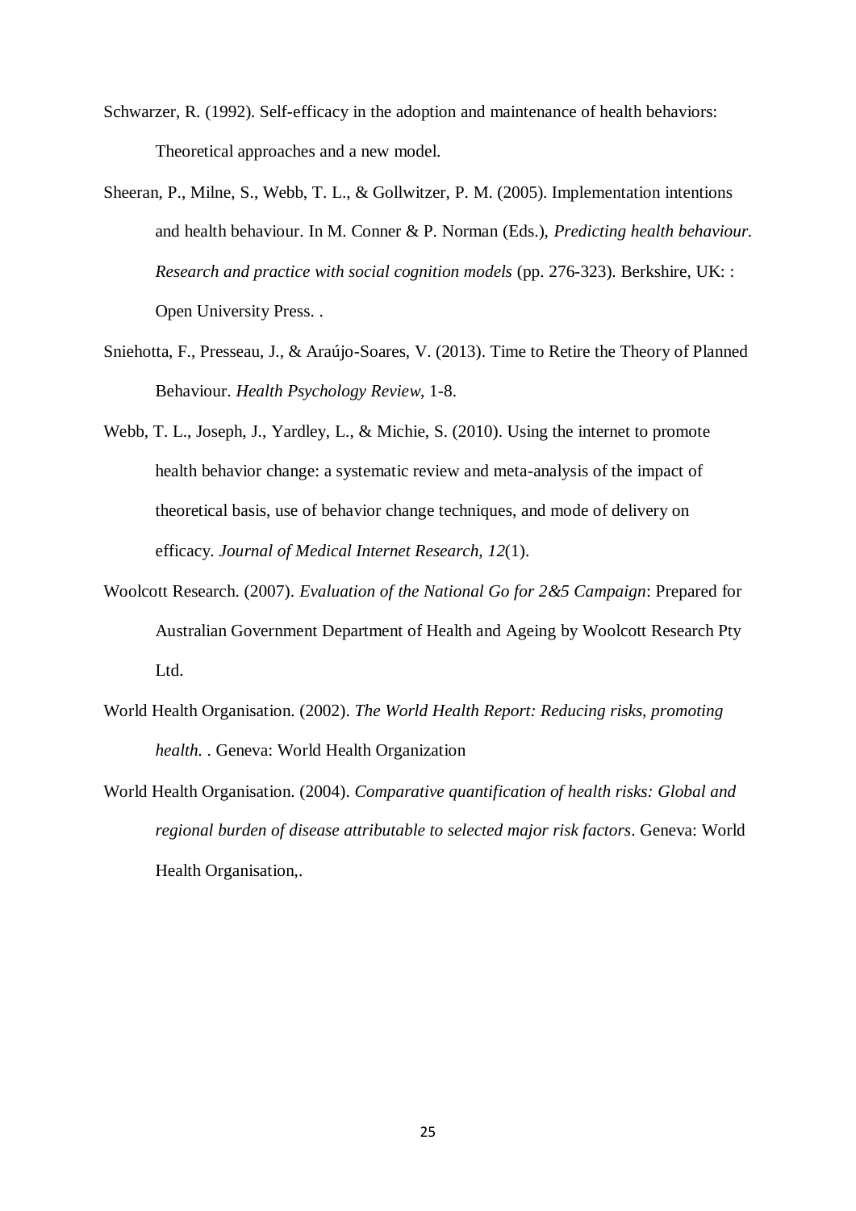Schwarzer, R. (1992). Self-efficacy in the adoption and maintenance of health behaviors: Theoretical approaches and a new model.

Sheeran, P., Milne, S., Webb, T. L., & Gollwitzer, P. M. (2005). Implementation intentions and health behaviour. In M. Conner & P. Norman (Eds.), *Predicting health behaviour. Research and practice with social cognition models* (pp. 276-323). Berkshire, UK: : Open University Press. .

Sniehotta, F., Presseau, J., & Araújo-Soares, V. (2013). Time to Retire the Theory of Planned Behaviour. *Health Psychology Review*, 1-8.

Webb, T. L., Joseph, J., Yardley, L., & Michie, S. (2010). Using the internet to promote health behavior change: a systematic review and meta-analysis of the impact of theoretical basis, use of behavior change techniques, and mode of delivery on efficacy. *Journal of Medical Internet Research, 12*(1).

Woolcott Research. (2007). *Evaluation of the National Go for 2&5 Campaign*: Prepared for Australian Government Department of Health and Ageing by Woolcott Research Pty Ltd.

World Health Organisation. (2002). *The World Health Report: Reducing risks, promoting health.* . Geneva: World Health Organization

World Health Organisation. (2004). *Comparative quantification of health risks: Global and regional burden of disease attributable to selected major risk factors*. Geneva: World Health Organisation,.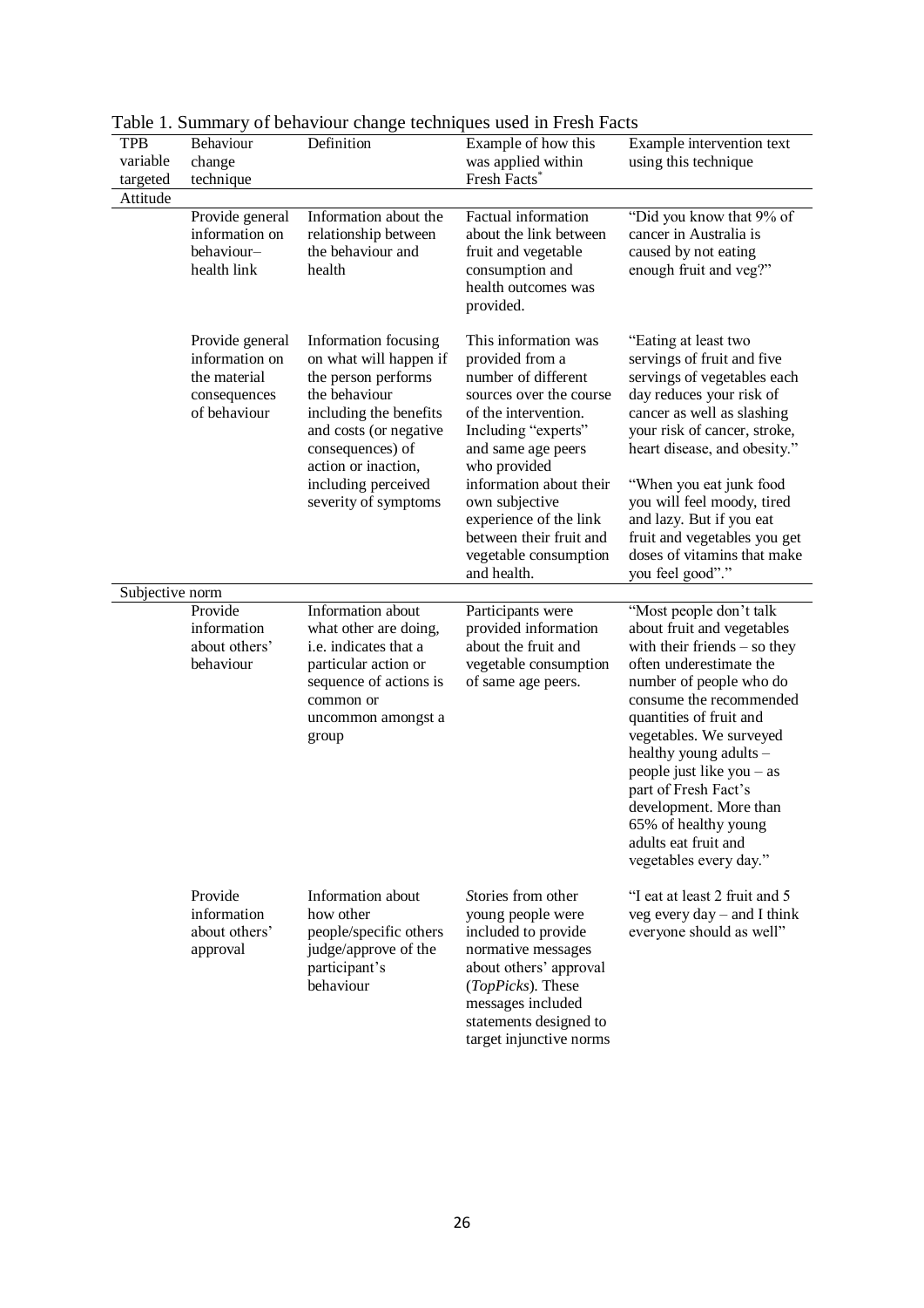Table 1. Summary of behaviour change techniques used in Fresh Facts

| TPB variable targeted | Behaviour change technique | Definition | Example of how this was applied within Fresh Facts* | Example intervention text using this technique |
|---|---|---|---|---|
| Attitude | | | | |
| | Provide general information on behaviour–health link | Information about the relationship between the behaviour and health | Factual information about the link between fruit and vegetable consumption and health outcomes was provided. | "Did you know that 9% of cancer in Australia is caused by not eating enough fruit and veg?" |
| | Provide general information on the material consequences of behaviour | Information focusing on what will happen if the person performs the behaviour including the benefits and costs (or negative consequences) of action or inaction, including perceived severity of symptoms | This information was provided from a number of different sources over the course of the intervention. Including "experts" and same age peers who provided information about their own subjective experience of the link between their fruit and vegetable consumption and health. | "Eating at least two servings of fruit and five servings of vegetables each day reduces your risk of cancer as well as slashing your risk of cancer, stroke, heart disease, and obesity." "When you eat junk food you will feel moody, tired and lazy. But if you eat fruit and vegetables you get doses of vitamins that make you feel good"." |
| Subjective norm | | | | |
| | Provide information about others' behaviour | Information about what other are doing, i.e. indicates that a particular action or sequence of actions is common or uncommon amongst a group | Participants were provided information about the fruit and vegetable consumption of same age peers. | "Most people don't talk about fruit and vegetables with their friends – so they often underestimate the number of people who do consume the recommended quantities of fruit and vegetables. We surveyed healthy young adults – people just like you – as part of Fresh Fact's development. More than 65% of healthy young adults eat fruit and vegetables every day." |
| | Provide information about others' approval | Information about how other people/specific others judge/approve of the participant's behaviour | Stories from other young people were included to provide normative messages about others' approval (*TopPicks*). These messages included statements designed to target injunctive norms | "I eat at least 2 fruit and 5 veg every day – and I think everyone should as well" |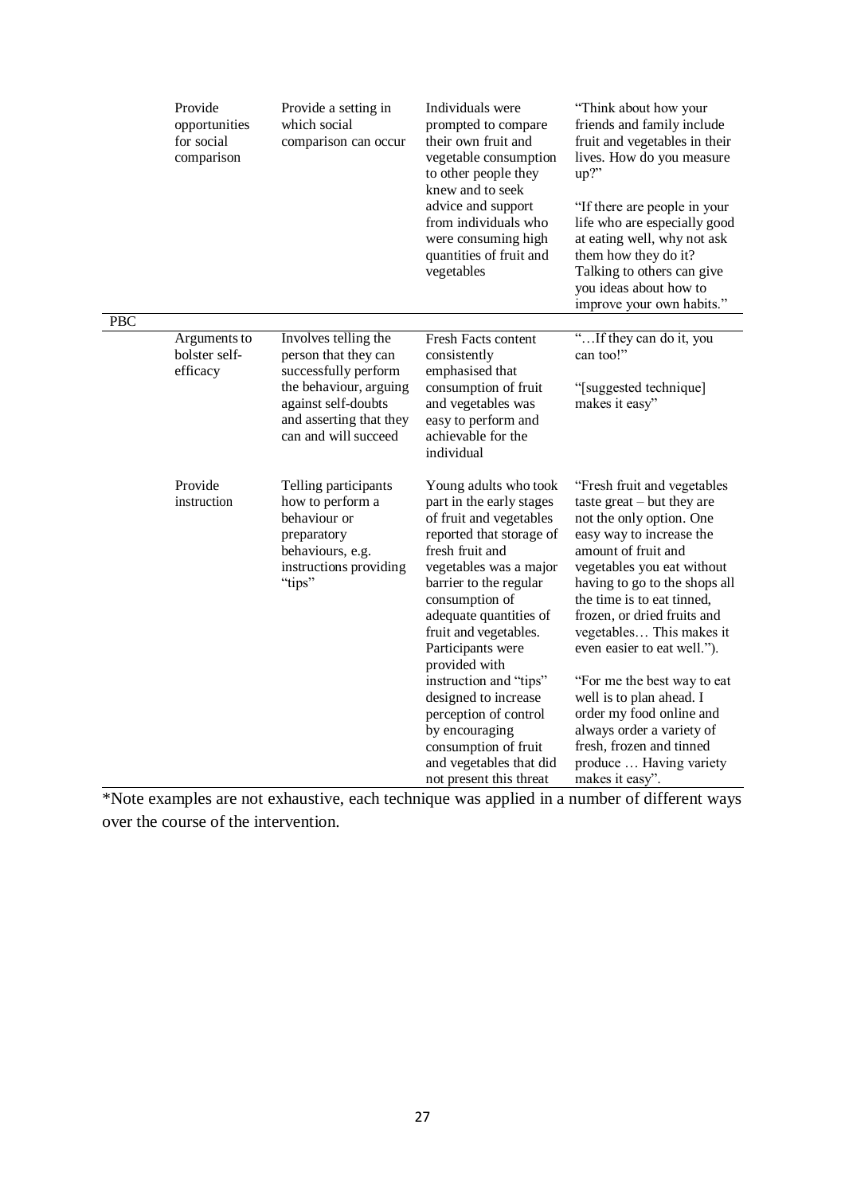| | | | | |
|---|---|---|---|---|
| | Provide opportunities for social comparison | Provide a setting in which social comparison can occur | Individuals were prompted to compare their own fruit and vegetable consumption to other people they knew and to seek advice and support from individuals who were consuming high quantities of fruit and vegetables | "Think about how your friends and family include fruit and vegetables in their lives. How do you measure up?"<br><br>"If there are people in your life who are especially good at eating well, why not ask them how they do it? Talking to others can give you ideas about how to improve your own habits." |
| PBC | | | | |
| | Arguments to bolster self-efficacy | Involves telling the person that they can successfully perform the behaviour, arguing against self-doubts and asserting that they can and will succeed | Fresh Facts content consistently emphasised that consumption of fruit and vegetables was easy to perform and achievable for the individual | "…If they can do it, you can too!"<br><br>"[suggested technique] makes it easy" |
| | Provide instruction | Telling participants how to perform a behaviour or preparatory behaviours, e.g. instructions providing "tips" | Young adults who took part in the early stages of fruit and vegetables reported that storage of fresh fruit and vegetables was a major barrier to the regular consumption of adequate quantities of fruit and vegetables. Participants were provided with instruction and "tips" designed to increase perception of control by encouraging consumption of fruit and vegetables that did not present this threat | "Fresh fruit and vegetables taste great – but they are not the only option. One easy way to increase the amount of fruit and vegetables you eat without having to go to the shops all the time is to eat tinned, frozen, or dried fruits and vegetables… This makes it even easier to eat well.").<br><br>"For me the best way to eat well is to plan ahead. I order my food online and always order a variety of fresh, frozen and tinned produce … Having variety makes it easy". |

*Note examples are not exhaustive, each technique was applied in a number of different ways over the course of the intervention.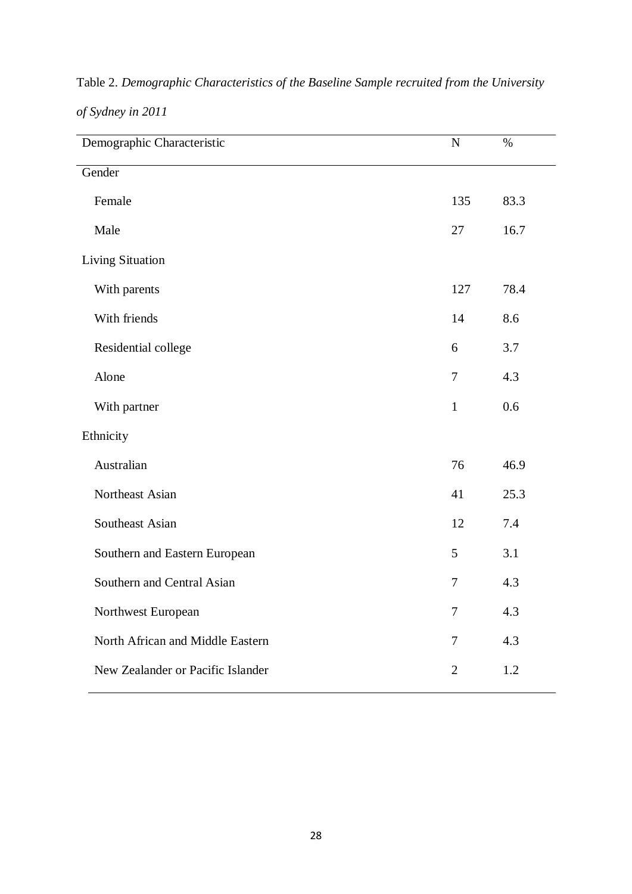Table 2. *Demographic Characteristics of the Baseline Sample recruited from the University of Sydney in 2011*

| Demographic Characteristic | N | % |
|---|---|---|
| Gender | | |
| Female | 135 | 83.3 |
| Male | 27 | 16.7 |
| Living Situation | | |
| With parents | 127 | 78.4 |
| With friends | 14 | 8.6 |
| Residential college | 6 | 3.7 |
| Alone | 7 | 4.3 |
| With partner | 1 | 0.6 |
| Ethnicity | | |
| Australian | 76 | 46.9 |
| Northeast Asian | 41 | 25.3 |
| Southeast Asian | 12 | 7.4 |
| Southern and Eastern European | 5 | 3.1 |
| Southern and Central Asian | 7 | 4.3 |
| Northwest European | 7 | 4.3 |
| North African and Middle Eastern | 7 | 4.3 |
| New Zealander or Pacific Islander | 2 | 1.2 |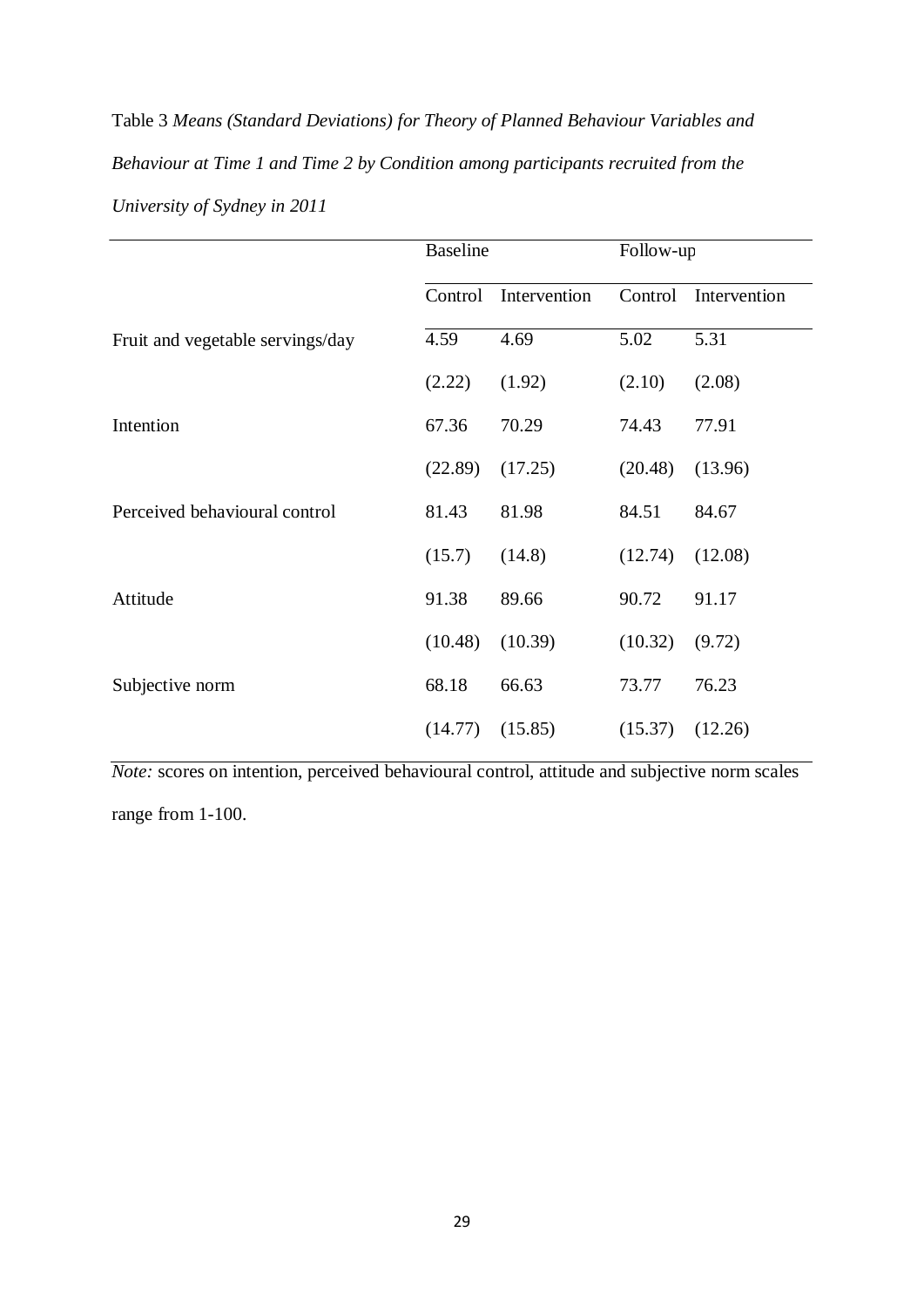Table 3 *Means (Standard Deviations) for Theory of Planned Behaviour Variables and Behaviour at Time 1 and Time 2 by Condition among participants recruited from the University of Sydney in 2011*

| | Baseline | | Follow-up | |
|---|---|---|---|---|
| | Control | Intervention | Control | Intervention |
| Fruit and vegetable servings/day | 4.59 | 4.69 | 5.02 | 5.31 |
| | (2.22) | (1.92) | (2.10) | (2.08) |
| Intention | 67.36 | 70.29 | 74.43 | 77.91 |
| | (22.89) | (17.25) | (20.48) | (13.96) |
| Perceived behavioural control | 81.43 | 81.98 | 84.51 | 84.67 |
| | (15.7) | (14.8) | (12.74) | (12.08) |
| Attitude | 91.38 | 89.66 | 90.72 | 91.17 |
| | (10.48) | (10.39) | (10.32) | (9.72) |
| Subjective norm | 68.18 | 66.63 | 73.77 | 76.23 |
| | (14.77) | (15.85) | (15.37) | (12.26) |

*Note:* scores on intention, perceived behavioural control, attitude and subjective norm scales range from 1-100.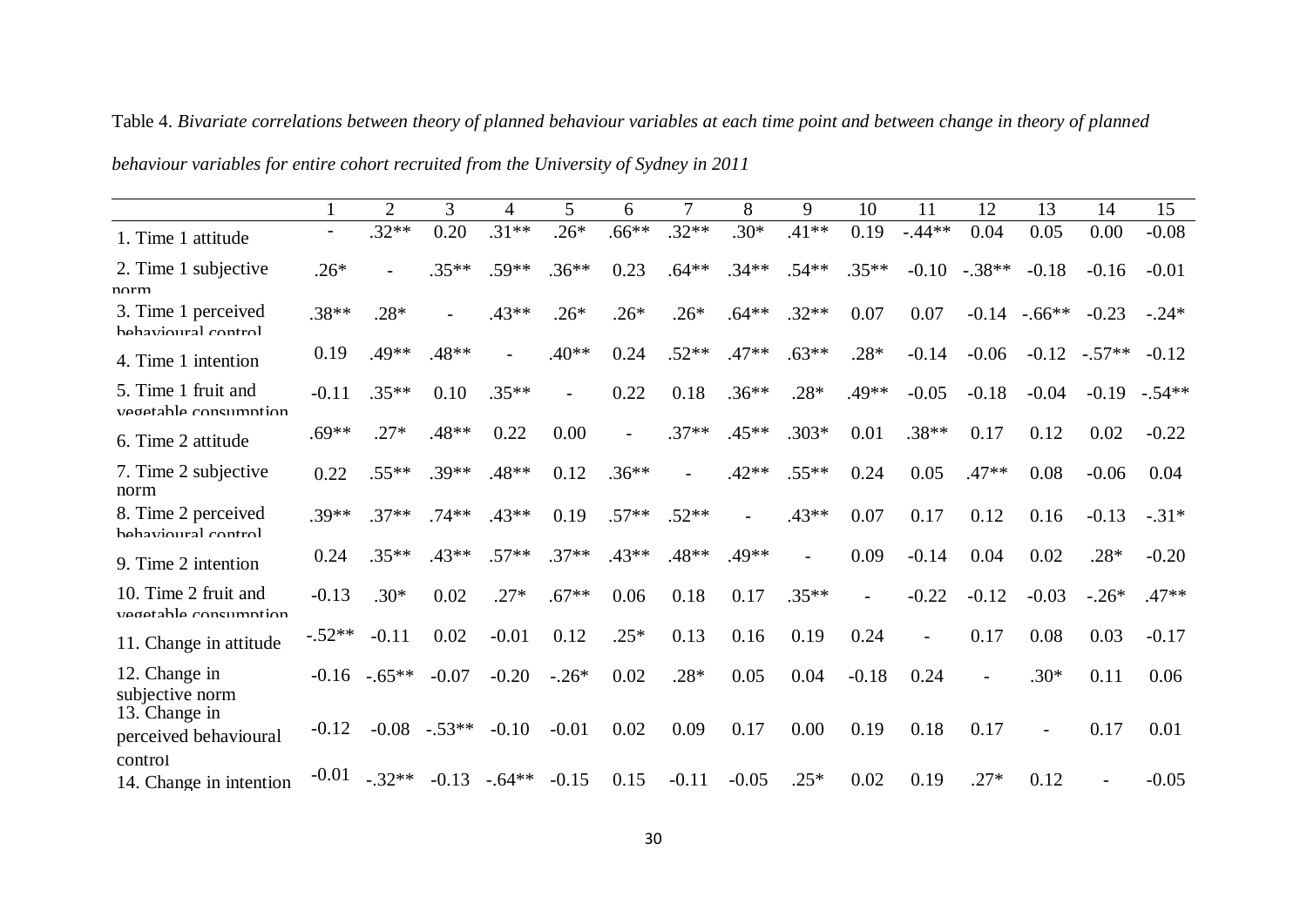Table 4. *Bivariate correlations between theory of planned behaviour variables at each time point and between change in theory of planned behaviour variables for entire cohort recruited from the University of Sydney in 2011*

| | 1 | 2 | 3 | 4 | 5 | 6 | 7 | 8 | 9 | 10 | 11 | 12 | 13 | 14 | 15 |
|---|---|---|---|---|---|---|---|---|---|---|---|---|---|---|---|
| 1. Time 1 attitude | - | .32** | 0.20 | .31** | .26* | .66** | .32** | .30* | .41** | 0.19 | -.44** | 0.04 | 0.05 | 0.00 | -0.08 |
| 2. Time 1 subjective norm | .26* | - | .35** | .59** | .36** | 0.23 | .64** | .34** | .54** | .35** | -0.10 | -.38** | -0.18 | -0.16 | -0.01 |
| 3. Time 1 perceived behavioural control | .38** | .28* | - | .43** | .26* | .26* | .26* | .64** | .32** | 0.07 | 0.07 | -0.14 | -.66** | -0.23 | -.24* |
| 4. Time 1 intention | 0.19 | .49** | .48** | - | .40** | 0.24 | .52** | .47** | .63** | .28* | -0.14 | -0.06 | -0.12 | -.57** | -0.12 |
| 5. Time 1 fruit and vegetable consumption | -0.11 | .35** | 0.10 | .35** | - | 0.22 | 0.18 | .36** | .28* | .49** | -0.05 | -0.18 | -0.04 | -0.19 | -.54** |
| 6. Time 2 attitude | .69** | .27* | .48** | 0.22 | 0.00 | - | .37** | .45** | .303* | 0.01 | .38** | 0.17 | 0.12 | 0.02 | -0.22 |
| 7. Time 2 subjective norm | 0.22 | .55** | .39** | .48** | 0.12 | .36** | - | .42** | .55** | 0.24 | 0.05 | .47** | 0.08 | -0.06 | 0.04 |
| 8. Time 2 perceived behavioural control | .39** | .37** | .74** | .43** | 0.19 | .57** | .52** | - | .43** | 0.07 | 0.17 | 0.12 | 0.16 | -0.13 | -.31* |
| 9. Time 2 intention | 0.24 | .35** | .43** | .57** | .37** | .43** | .48** | .49** | - | 0.09 | -0.14 | 0.04 | 0.02 | .28* | -0.20 |
| 10. Time 2 fruit and vegetable consumption | -0.13 | .30* | 0.02 | .27* | .67** | 0.06 | 0.18 | 0.17 | .35** | - | -0.22 | -0.12 | -0.03 | -.26* | .47** |
| 11. Change in attitude | -.52** | -0.11 | 0.02 | -0.01 | 0.12 | .25* | 0.13 | 0.16 | 0.19 | 0.24 | - | 0.17 | 0.08 | 0.03 | -0.17 |
| 12. Change in subjective norm | -0.16 | -.65** | -0.07 | -0.20 | -.26* | 0.02 | .28* | 0.05 | 0.04 | -0.18 | 0.24 | - | .30* | 0.11 | 0.06 |
| 13. Change in perceived behavioural control | -0.12 | -0.08 | -.53** | -0.10 | -0.01 | 0.02 | 0.09 | 0.17 | 0.00 | 0.19 | 0.18 | 0.17 | - | 0.17 | 0.01 |
| 14. Change in intention | -0.01 | -.32** | -0.13 | -.64** | -0.15 | 0.15 | -0.11 | -0.05 | .25* | 0.02 | 0.19 | .27* | 0.12 | - | -0.05 |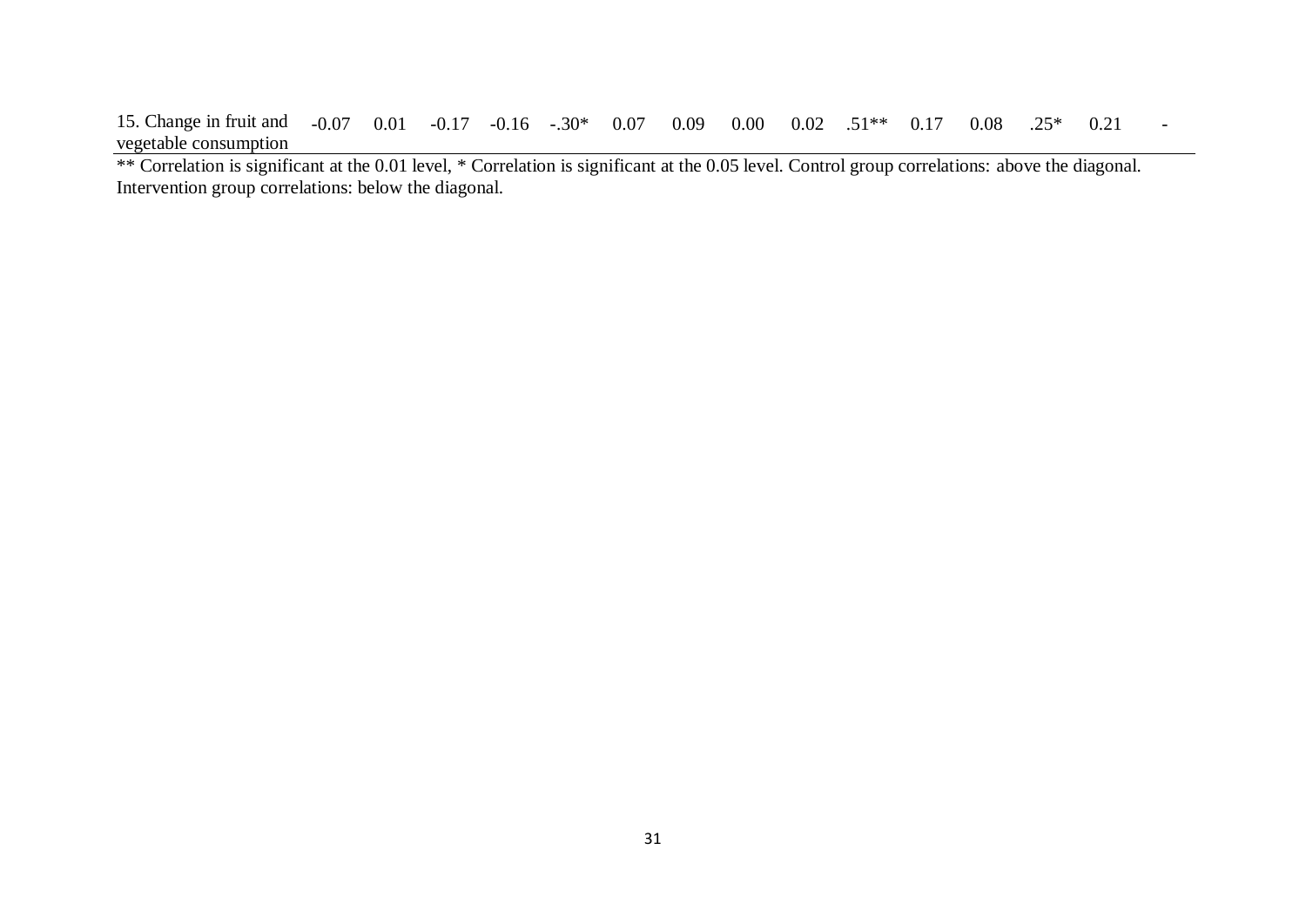| | | | | | | | | | | | | | | | |
|---|---|---|---|---|---|---|---|---|---|---|---|---|---|---|---|
| 15. Change in fruit and vegetable consumption | -0.07 | 0.01 | -0.17 | -0.16 | -.30* | 0.07 | 0.09 | 0.00 | 0.02 | .51** | 0.17 | 0.08 | .25* | 0.21 | - |

** Correlation is significant at the 0.01 level, * Correlation is significant at the 0.05 level. Control group correlations: above the diagonal. Intervention group correlations: below the diagonal.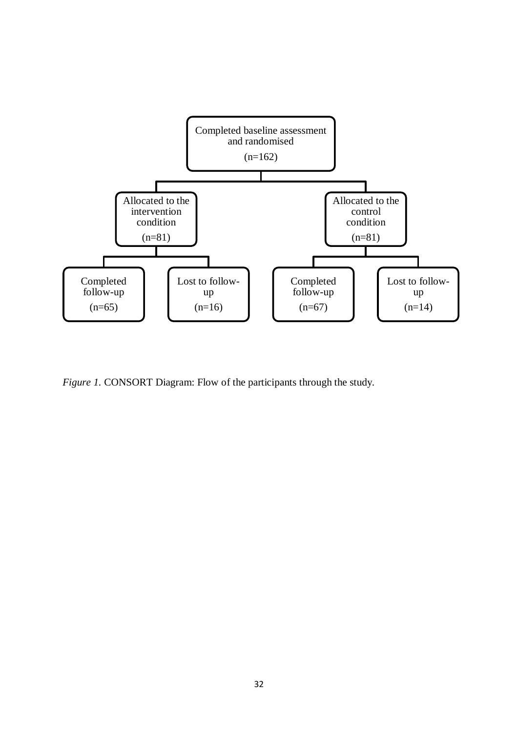Completed baseline assessment and randomised

(n=162)

Allocated to the intervention condition

(n=81)

Allocated to the control condition

(n=81)

Completed follow-up

(n=65)

Lost to follow-up

(n=16)

Completed follow-up

(n=67)

Lost to follow-up

(n=14)

*Figure 1.* CONSORT Diagram: Flow of the participants through the study.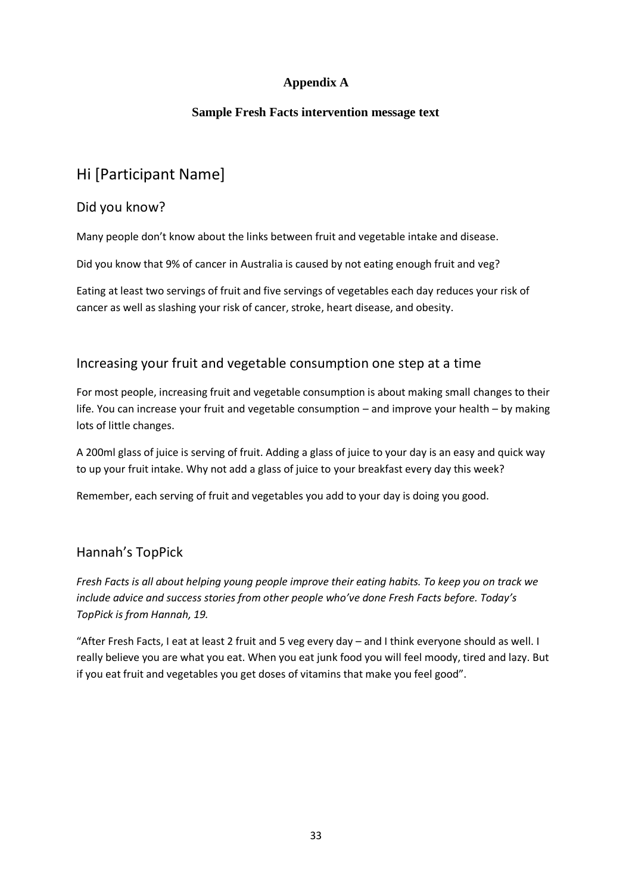**Appendix A**

**Sample Fresh Facts intervention message text**

# Hi [Participant Name]

## Did you know?

Many people don't know about the links between fruit and vegetable intake and disease.

Did you know that 9% of cancer in Australia is caused by not eating enough fruit and veg?

Eating at least two servings of fruit and five servings of vegetables each day reduces your risk of cancer as well as slashing your risk of cancer, stroke, heart disease, and obesity.

## Increasing your fruit and vegetable consumption one step at a time

For most people, increasing fruit and vegetable consumption is about making small changes to their life. You can increase your fruit and vegetable consumption – and improve your health – by making lots of little changes.

A 200ml glass of juice is serving of fruit. Adding a glass of juice to your day is an easy and quick way to up your fruit intake. Why not add a glass of juice to your breakfast every day this week?

Remember, each serving of fruit and vegetables you add to your day is doing you good.

## Hannah's TopPick

*Fresh Facts is all about helping young people improve their eating habits. To keep you on track we include advice and success stories from other people who've done Fresh Facts before. Today's TopPick is from Hannah, 19.*

"After Fresh Facts, I eat at least 2 fruit and 5 veg every day – and I think everyone should as well. I really believe you are what you eat. When you eat junk food you will feel moody, tired and lazy. But if you eat fruit and vegetables you get doses of vitamins that make you feel good".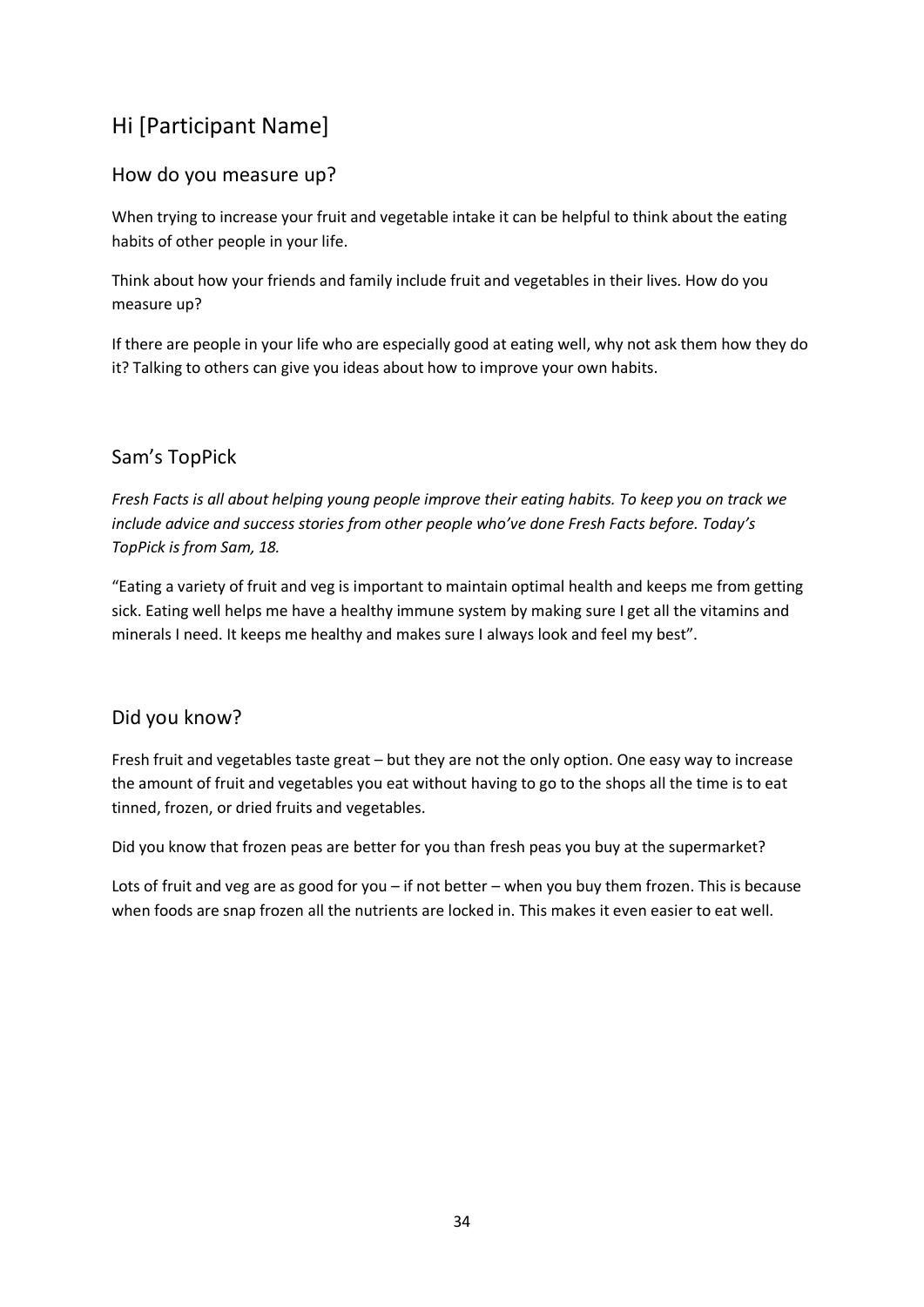# Hi [Participant Name]

## How do you measure up?

When trying to increase your fruit and vegetable intake it can be helpful to think about the eating habits of other people in your life.

Think about how your friends and family include fruit and vegetables in their lives. How do you measure up?

If there are people in your life who are especially good at eating well, why not ask them how they do it? Talking to others can give you ideas about how to improve your own habits.

## Sam's TopPick

*Fresh Facts is all about helping young people improve their eating habits. To keep you on track we include advice and success stories from other people who've done Fresh Facts before. Today's TopPick is from Sam, 18.*

"Eating a variety of fruit and veg is important to maintain optimal health and keeps me from getting sick. Eating well helps me have a healthy immune system by making sure I get all the vitamins and minerals I need. It keeps me healthy and makes sure I always look and feel my best".

## Did you know?

Fresh fruit and vegetables taste great – but they are not the only option. One easy way to increase the amount of fruit and vegetables you eat without having to go to the shops all the time is to eat tinned, frozen, or dried fruits and vegetables.

Did you know that frozen peas are better for you than fresh peas you buy at the supermarket?

Lots of fruit and veg are as good for you – if not better – when you buy them frozen. This is because when foods are snap frozen all the nutrients are locked in. This makes it even easier to eat well.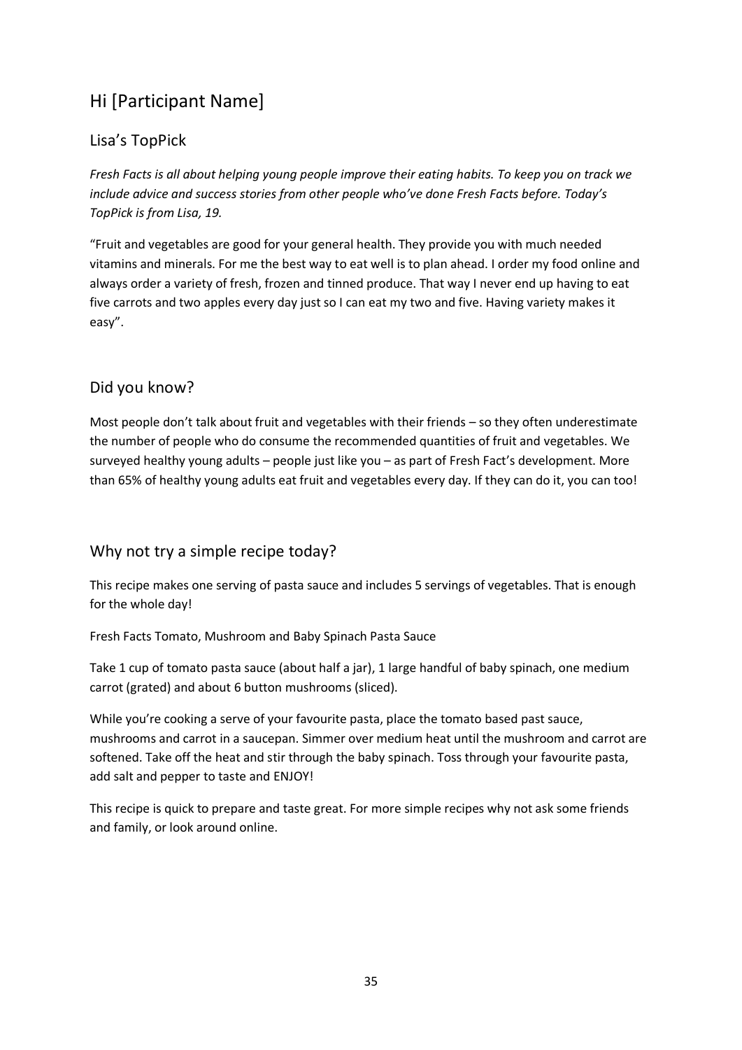## Hi [Participant Name]

### Lisa's TopPick

*Fresh Facts is all about helping young people improve their eating habits. To keep you on track we include advice and success stories from other people who've done Fresh Facts before. Today's TopPick is from Lisa, 19.*

"Fruit and vegetables are good for your general health. They provide you with much needed vitamins and minerals. For me the best way to eat well is to plan ahead. I order my food online and always order a variety of fresh, frozen and tinned produce. That way I never end up having to eat five carrots and two apples every day just so I can eat my two and five. Having variety makes it easy".

### Did you know?

Most people don't talk about fruit and vegetables with their friends – so they often underestimate the number of people who do consume the recommended quantities of fruit and vegetables. We surveyed healthy young adults – people just like you – as part of Fresh Fact's development. More than 65% of healthy young adults eat fruit and vegetables every day. If they can do it, you can too!

### Why not try a simple recipe today?

This recipe makes one serving of pasta sauce and includes 5 servings of vegetables. That is enough for the whole day!

Fresh Facts Tomato, Mushroom and Baby Spinach Pasta Sauce

Take 1 cup of tomato pasta sauce (about half a jar), 1 large handful of baby spinach, one medium carrot (grated) and about 6 button mushrooms (sliced).

While you're cooking a serve of your favourite pasta, place the tomato based past sauce, mushrooms and carrot in a saucepan. Simmer over medium heat until the mushroom and carrot are softened. Take off the heat and stir through the baby spinach. Toss through your favourite pasta, add salt and pepper to taste and ENJOY!

This recipe is quick to prepare and taste great. For more simple recipes why not ask some friends and family, or look around online.